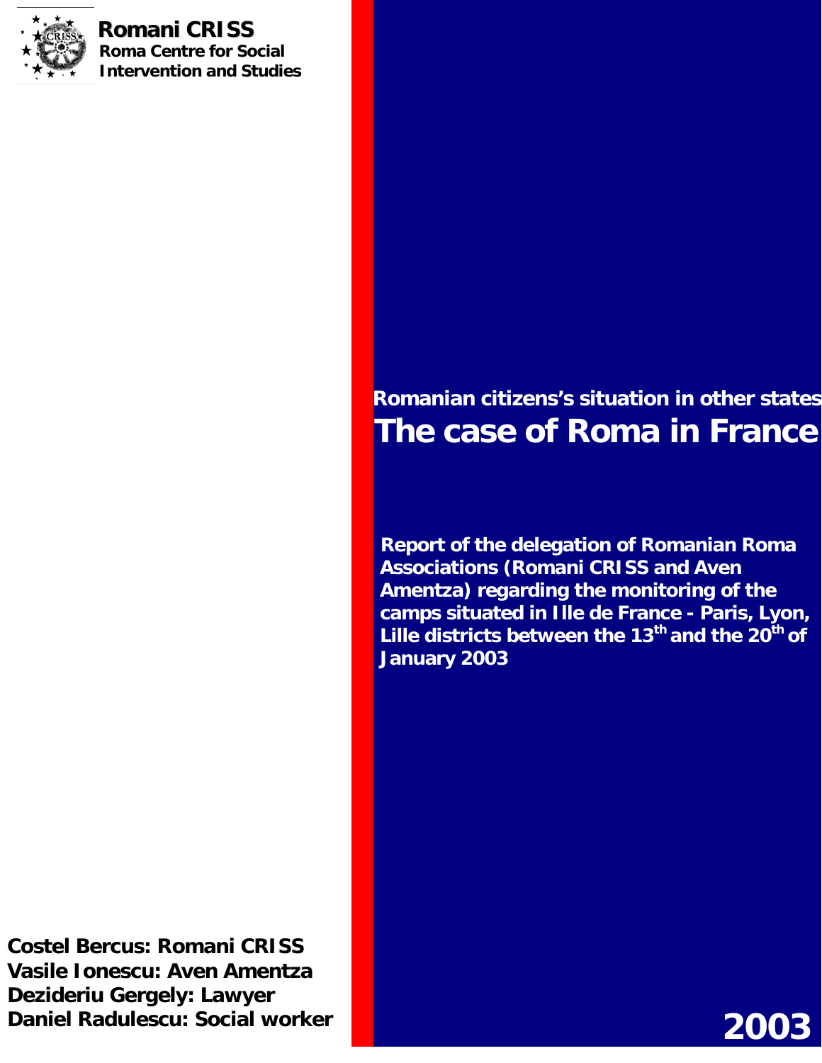**Romani CRISS**
**Roma Centre for Social Intervention and Studies**

**Romanian citizens's situation in other states**

# The case of Roma in France

**Report of the delegation of Romanian Roma Associations (Romani CRISS and Aven Amentza) regarding the monitoring of the camps situated in Ille de France - Paris, Lyon, Lille districts between the 13th and the 20th of January 2003**

**Costel Bercus: Romani CRISS**
**Vasile Ionescu: Aven Amentza**
**Dezideriu Gergely: Lawyer**
**Daniel Radulescu: Social worker**

**2003**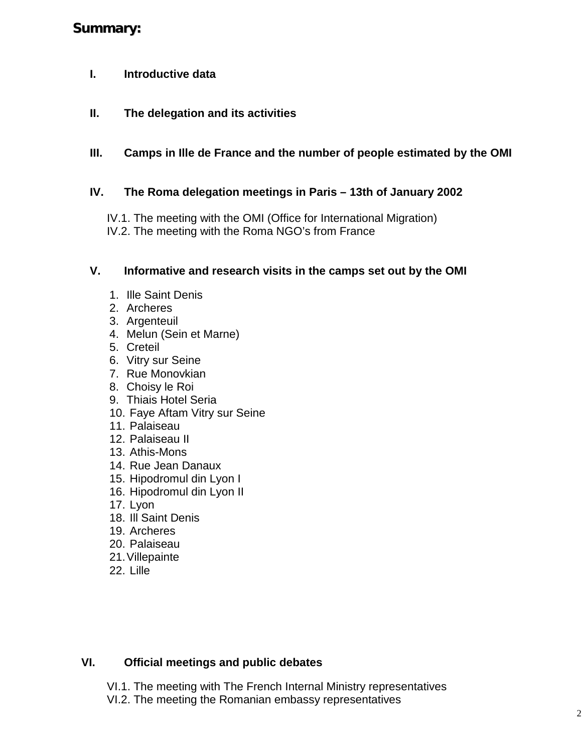# Summary:

**I. Introductive data**

**II. The delegation and its activities**

**III. Camps in Ille de France and the number of people estimated by the OMI**

**IV. The Roma delegation meetings in Paris – 13th of January 2002**

IV.1. The meeting with the OMI (Office for International Migration)
IV.2. The meeting with the Roma NGO's from France

**V. Informative and research visits in the camps set out by the OMI**

1. Ille Saint Denis
2. Archeres
3. Argenteuil
4. Melun (Sein et Marne)
5. Creteil
6. Vitry sur Seine
7. Rue Monovkian
8. Choisy le Roi
9. Thiais Hotel Seria
10. Faye Aftam Vitry sur Seine
11. Palaiseau
12. Palaiseau II
13. Athis-Mons
14. Rue Jean Danaux
15. Hipodromul din Lyon I
16. Hipodromul din Lyon II
17. Lyon
18. Ill Saint Denis
19. Archeres
20. Palaiseau
21. Villepainte
22. Lille

**VI. Official meetings and public debates**

VI.1. The meeting with The French Internal Ministry representatives
VI.2. The meeting the Romanian embassy representatives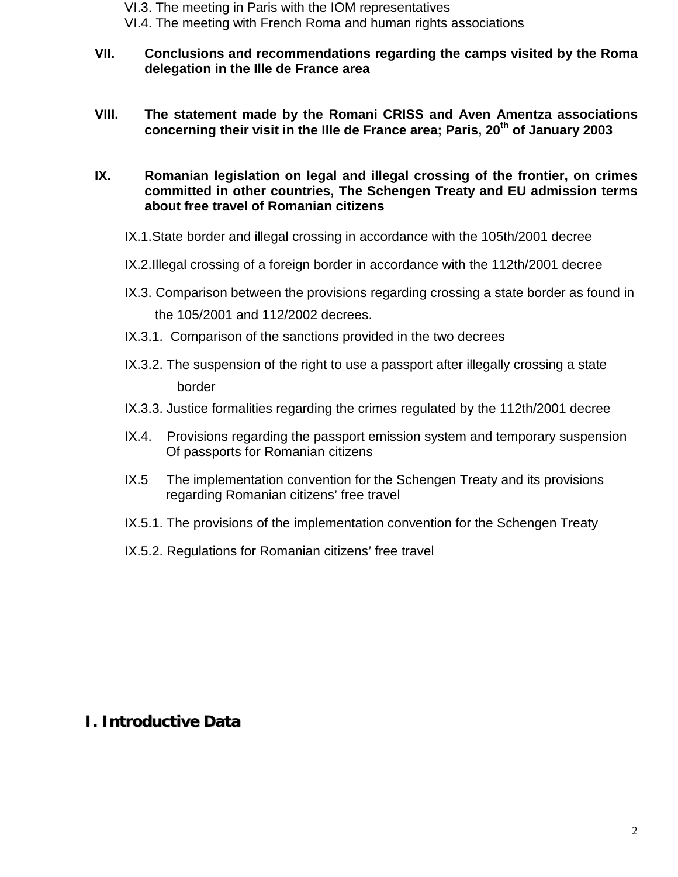VI.3. The meeting in Paris with the IOM representatives

VI.4. The meeting with French Roma and human rights associations

**VII. Conclusions and recommendations regarding the camps visited by the Roma delegation in the Ille de France area**

**VIII. The statement made by the Romani CRISS and Aven Amentza associations concerning their visit in the Ille de France area; Paris, 20th of January 2003**

**IX. Romanian legislation on legal and illegal crossing of the frontier, on crimes committed in other countries, The Schengen Treaty and EU admission terms about free travel of Romanian citizens**

IX.1.State border and illegal crossing in accordance with the 105th/2001 decree

IX.2.Illegal crossing of a foreign border in accordance with the 112th/2001 decree

IX.3. Comparison between the provisions regarding crossing a state border as found in the 105/2001 and 112/2002 decrees.

IX.3.1. Comparison of the sanctions provided in the two decrees

IX.3.2. The suspension of the right to use a passport after illegally crossing a state border

IX.3.3. Justice formalities regarding the crimes regulated by the 112th/2001 decree

IX.4. Provisions regarding the passport emission system and temporary suspension Of passports for Romanian citizens

IX.5 The implementation convention for the Schengen Treaty and its provisions regarding Romanian citizens' free travel

IX.5.1. The provisions of the implementation convention for the Schengen Treaty

IX.5.2. Regulations for Romanian citizens' free travel

# I. Introductive Data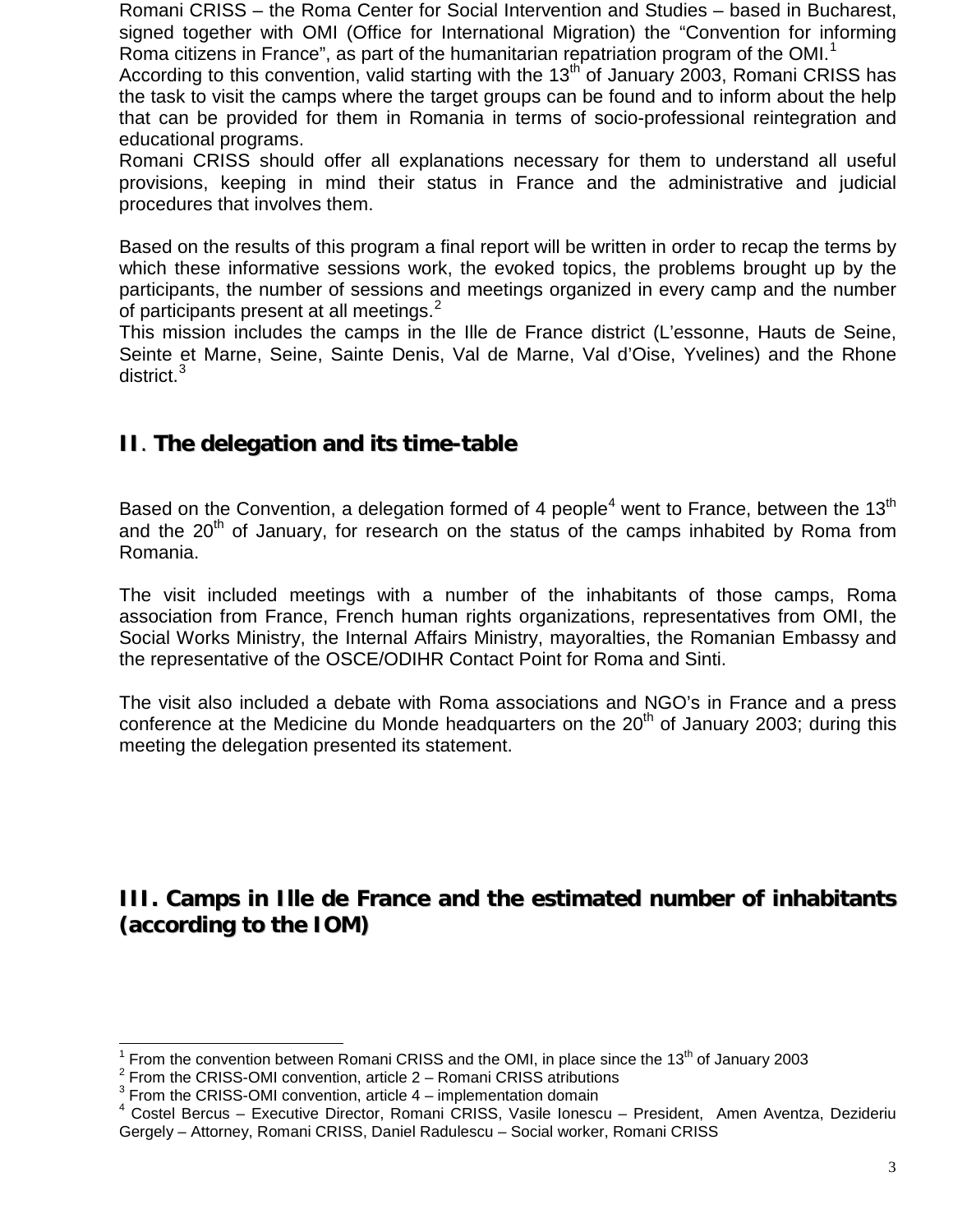Romani CRISS – the Roma Center for Social Intervention and Studies – based in Bucharest, signed together with OMI (Office for International Migration) the "Convention for informing Roma citizens in France", as part of the humanitarian repatriation program of the OMI.[1]

According to this convention, valid starting with the 13th of January 2003, Romani CRISS has the task to visit the camps where the target groups can be found and to inform about the help that can be provided for them in Romania in terms of socio-professional reintegration and educational programs.

Romani CRISS should offer all explanations necessary for them to understand all useful provisions, keeping in mind their status in France and the administrative and judicial procedures that involves them.

Based on the results of this program a final report will be written in order to recap the terms by which these informative sessions work, the evoked topics, the problems brought up by the participants, the number of sessions and meetings organized in every camp and the number of participants present at all meetings.[2]

This mission includes the camps in the Ille de France district (L'essonne, Hauts de Seine, Seinte et Marne, Seine, Sainte Denis, Val de Marne, Val d'Oise, Yvelines) and the Rhone district.[3]

## II. The delegation and its time-table

Based on the Convention, a delegation formed of 4 people[4] went to France, between the 13th and the 20th of January, for research on the status of the camps inhabited by Roma from Romania.

The visit included meetings with a number of the inhabitants of those camps, Roma association from France, French human rights organizations, representatives from OMI, the Social Works Ministry, the Internal Affairs Ministry, mayoralties, the Romanian Embassy and the representative of the OSCE/ODIHR Contact Point for Roma and Sinti.

The visit also included a debate with Roma associations and NGO's in France and a press conference at the Medicine du Monde headquarters on the 20th of January 2003; during this meeting the delegation presented its statement.

## III. Camps in Ille de France and the estimated number of inhabitants (according to the IOM)

---

[1] From the convention between Romani CRISS and the OMI, in place since the 13th of January 2003

[2] From the CRISS-OMI convention, article 2 – Romani CRISS atributions

[3] From the CRISS-OMI convention, article 4 – implementation domain

[4] Costel Bercus – Executive Director, Romani CRISS, Vasile Ionescu – President, Amen Aventza, Dezideriu Gergely – Attorney, Romani CRISS, Daniel Radulescu – Social worker, Romani CRISS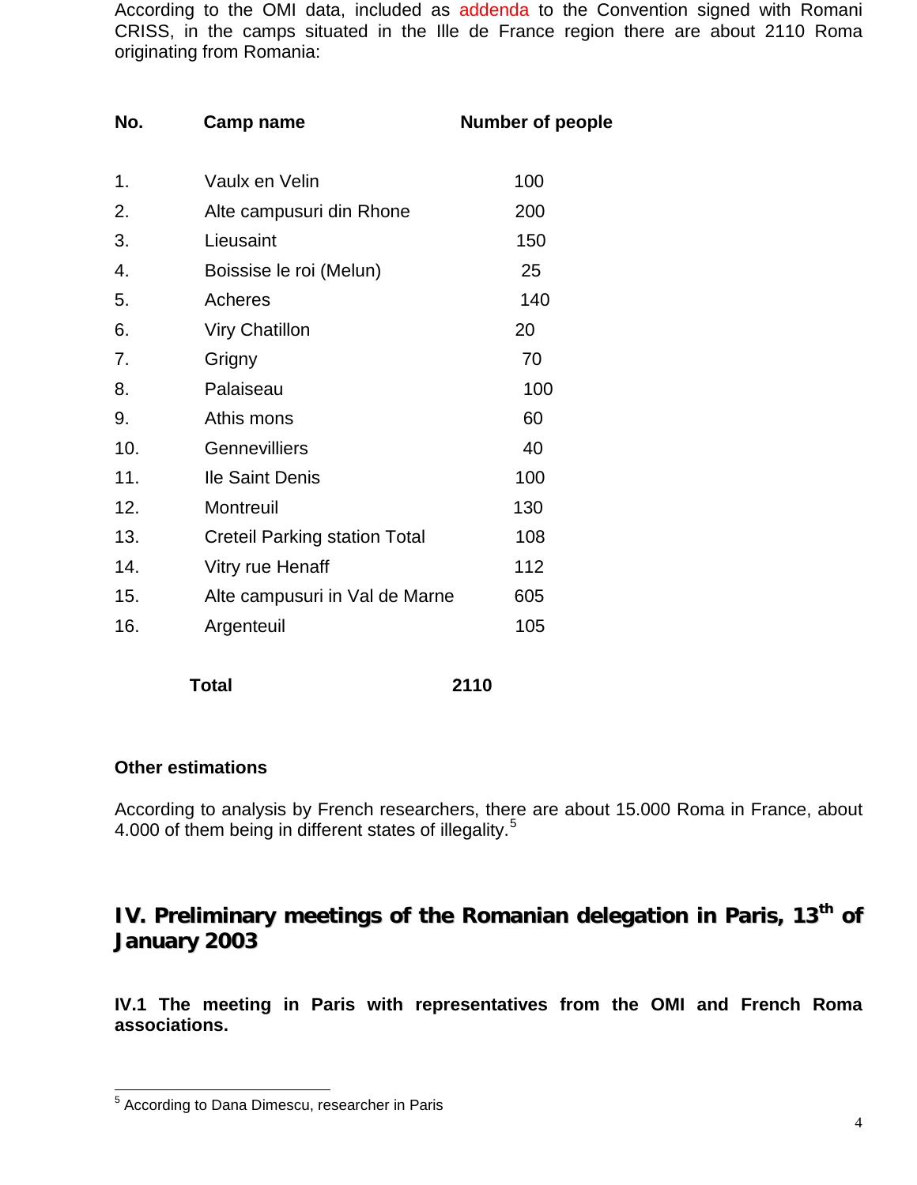According to the OMI data, included as addenda to the Convention signed with Romani CRISS, in the camps situated in the Ille de France region there are about 2110 Roma originating from Romania:

| No. | Camp name | Number of people |
|---|---|---|
| 1. | Vaulx en Velin | 100 |
| 2. | Alte campusuri din Rhone | 200 |
| 3. | Lieusaint | 150 |
| 4. | Boissise le roi (Melun) | 25 |
| 5. | Acheres | 140 |
| 6. | Viry Chatillon | 20 |
| 7. | Grigny | 70 |
| 8. | Palaiseau | 100 |
| 9. | Athis mons | 60 |
| 10. | Gennevilliers | 40 |
| 11. | Ile Saint Denis | 100 |
| 12. | Montreuil | 130 |
| 13. | Creteil Parking station Total | 108 |
| 14. | Vitry rue Henaff | 112 |
| 15. | Alte campusuri in Val de Marne | 605 |
| 16. | Argenteuil | 105 |
| | **Total** | **2110** |

**Other estimations**

According to analysis by French researchers, there are about 15.000 Roma in France, about 4.000 of them being in different states of illegality.[5]

## IV. Preliminary meetings of the Romanian delegation in Paris, 13th of January 2003

### IV.1 The meeting in Paris with representatives from the OMI and French Roma associations.

[5] According to Dana Dimescu, researcher in Paris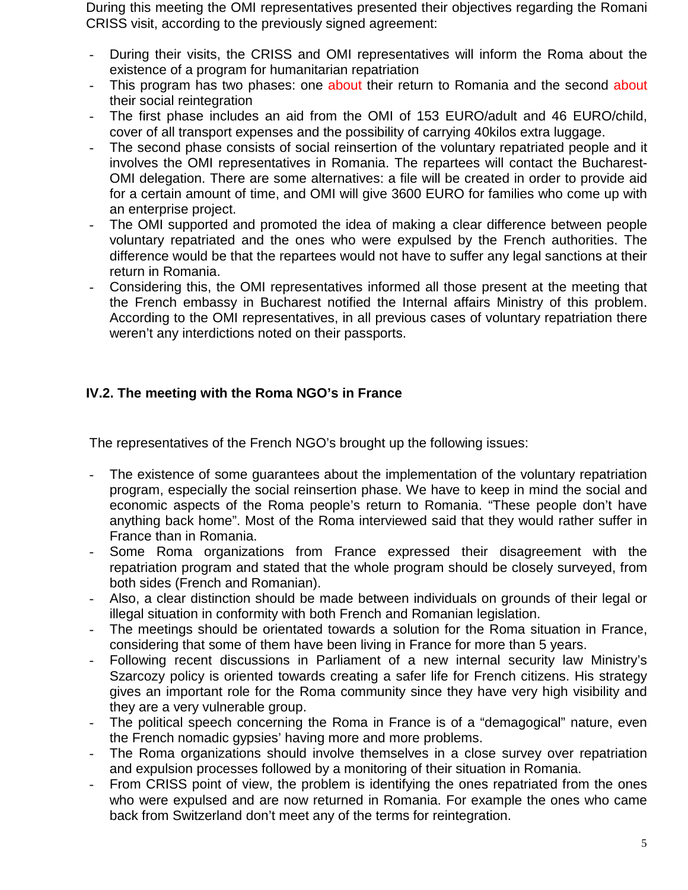During this meeting the OMI representatives presented their objectives regarding the Romani CRISS visit, according to the previously signed agreement:

- During their visits, the CRISS and OMI representatives will inform the Roma about the existence of a program for humanitarian repatriation
- This program has two phases: one about their return to Romania and the second about their social reintegration
- The first phase includes an aid from the OMI of 153 EURO/adult and 46 EURO/child, cover of all transport expenses and the possibility of carrying 40kilos extra luggage.
- The second phase consists of social reinsertion of the voluntary repatriated people and it involves the OMI representatives in Romania. The repartees will contact the Bucharest-OMI delegation. There are some alternatives: a file will be created in order to provide aid for a certain amount of time, and OMI will give 3600 EURO for families who come up with an enterprise project.
- The OMI supported and promoted the idea of making a clear difference between people voluntary repatriated and the ones who were expulsed by the French authorities. The difference would be that the repartees would not have to suffer any legal sanctions at their return in Romania.
- Considering this, the OMI representatives informed all those present at the meeting that the French embassy in Bucharest notified the Internal affairs Ministry of this problem. According to the OMI representatives, in all previous cases of voluntary repatriation there weren't any interdictions noted on their passports.

### IV.2. The meeting with the Roma NGO's in France

The representatives of the French NGO's brought up the following issues:

- The existence of some guarantees about the implementation of the voluntary repatriation program, especially the social reinsertion phase. We have to keep in mind the social and economic aspects of the Roma people's return to Romania. "These people don't have anything back home". Most of the Roma interviewed said that they would rather suffer in France than in Romania.
- Some Roma organizations from France expressed their disagreement with the repatriation program and stated that the whole program should be closely surveyed, from both sides (French and Romanian).
- Also, a clear distinction should be made between individuals on grounds of their legal or illegal situation in conformity with both French and Romanian legislation.
- The meetings should be orientated towards a solution for the Roma situation in France, considering that some of them have been living in France for more than 5 years.
- Following recent discussions in Parliament of a new internal security law Ministry's Szarcozy policy is oriented towards creating a safer life for French citizens. His strategy gives an important role for the Roma community since they have very high visibility and they are a very vulnerable group.
- The political speech concerning the Roma in France is of a "demagogical" nature, even the French nomadic gypsies' having more and more problems.
- The Roma organizations should involve themselves in a close survey over repatriation and expulsion processes followed by a monitoring of their situation in Romania.
- From CRISS point of view, the problem is identifying the ones repatriated from the ones who were expulsed and are now returned in Romania. For example the ones who came back from Switzerland don't meet any of the terms for reintegration.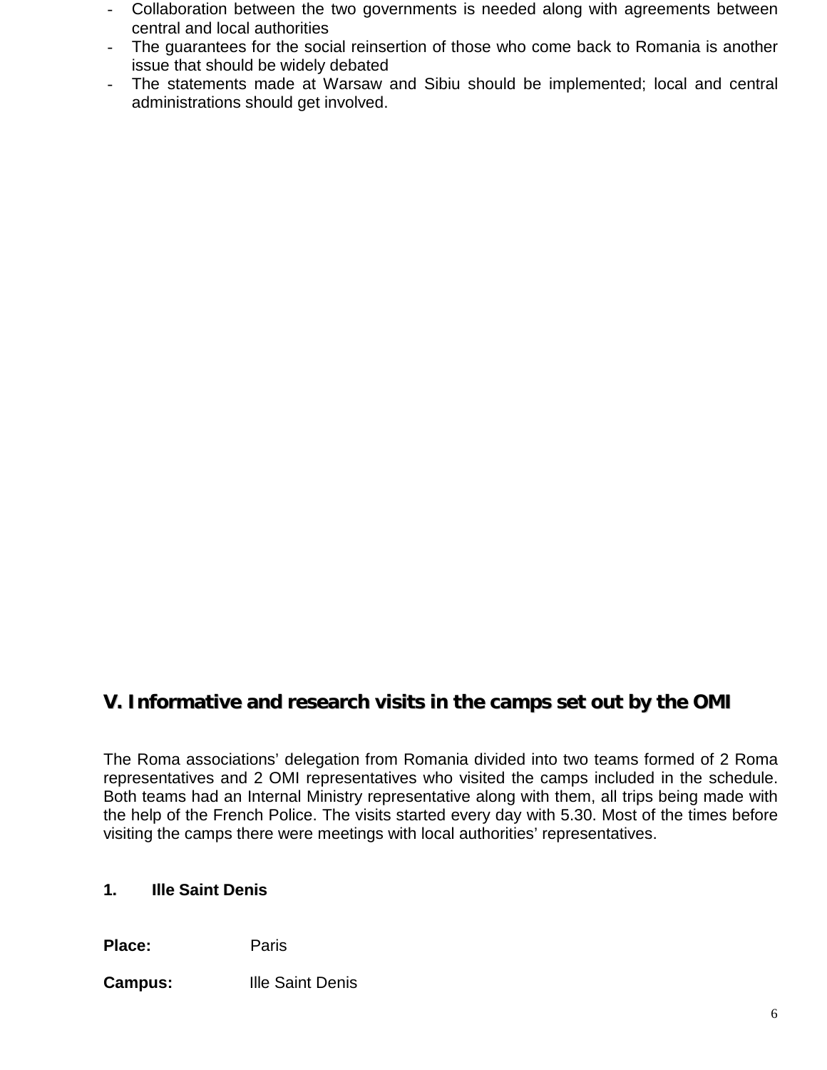- Collaboration between the two governments is needed along with agreements between central and local authorities
- The guarantees for the social reinsertion of those who come back to Romania is another issue that should be widely debated
- The statements made at Warsaw and Sibiu should be implemented; local and central administrations should get involved.

## V. Informative and research visits in the camps set out by the OMI

The Roma associations' delegation from Romania divided into two teams formed of 2 Roma representatives and 2 OMI representatives who visited the camps included in the schedule. Both teams had an Internal Ministry representative along with them, all trips being made with the help of the French Police. The visits started every day with 5.30. Most of the times before visiting the camps there were meetings with local authorities' representatives.

### 1. Ille Saint Denis

**Place:** Paris

**Campus:** Ille Saint Denis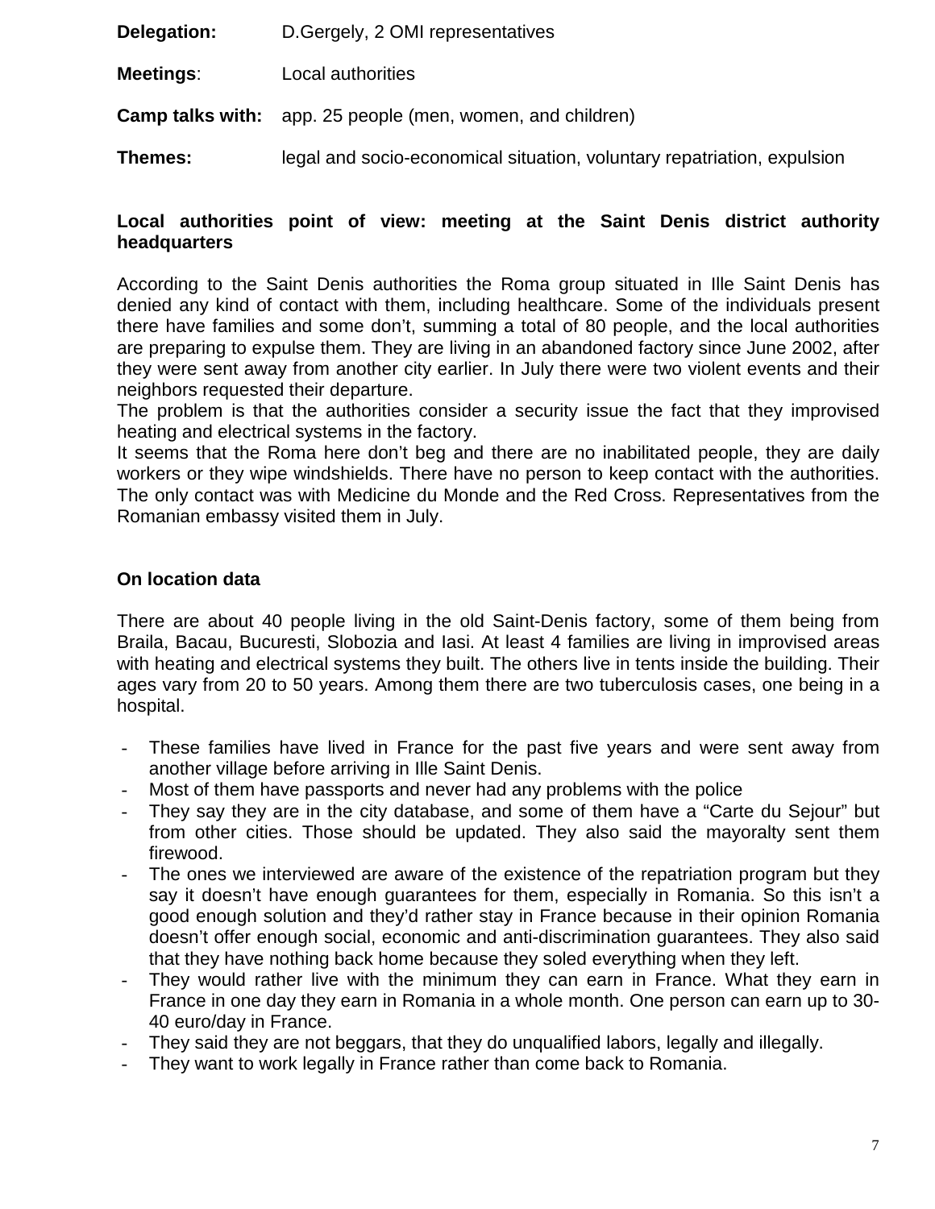**Delegation:** D.Gergely, 2 OMI representatives

**Meetings**: Local authorities

**Camp talks with:** app. 25 people (men, women, and children)

**Themes:** legal and socio-economical situation, voluntary repatriation, expulsion

**Local authorities point of view: meeting at the Saint Denis district authority headquarters**

According to the Saint Denis authorities the Roma group situated in Ille Saint Denis has denied any kind of contact with them, including healthcare. Some of the individuals present there have families and some don't, summing a total of 80 people, and the local authorities are preparing to expulse them. They are living in an abandoned factory since June 2002, after they were sent away from another city earlier. In July there were two violent events and their neighbors requested their departure.
The problem is that the authorities consider a security issue the fact that they improvised heating and electrical systems in the factory.
It seems that the Roma here don't beg and there are no inabilitated people, they are daily workers or they wipe windshields. There have no person to keep contact with the authorities. The only contact was with Medicine du Monde and the Red Cross. Representatives from the Romanian embassy visited them in July.

**On location data**

There are about 40 people living in the old Saint-Denis factory, some of them being from Braila, Bacau, Bucuresti, Slobozia and Iasi. At least 4 families are living in improvised areas with heating and electrical systems they built. The others live in tents inside the building. Their ages vary from 20 to 50 years. Among them there are two tuberculosis cases, one being in a hospital.

- These families have lived in France for the past five years and were sent away from another village before arriving in Ille Saint Denis.
- Most of them have passports and never had any problems with the police
- They say they are in the city database, and some of them have a "Carte du Sejour" but from other cities. Those should be updated. They also said the mayoralty sent them firewood.
- The ones we interviewed are aware of the existence of the repatriation program but they say it doesn't have enough guarantees for them, especially in Romania. So this isn't a good enough solution and they'd rather stay in France because in their opinion Romania doesn't offer enough social, economic and anti-discrimination guarantees. They also said that they have nothing back home because they soled everything when they left.
- They would rather live with the minimum they can earn in France. What they earn in France in one day they earn in Romania in a whole month. One person can earn up to 30-40 euro/day in France.
- They said they are not beggars, that they do unqualified labors, legally and illegally.
- They want to work legally in France rather than come back to Romania.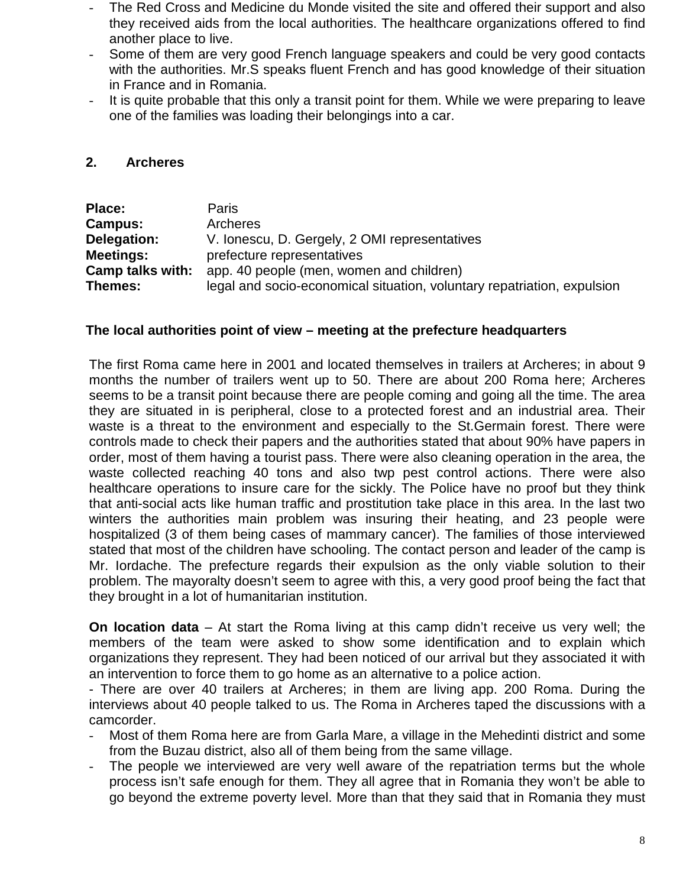- The Red Cross and Medicine du Monde visited the site and offered their support and also they received aids from the local authorities. The healthcare organizations offered to find another place to live.
- Some of them are very good French language speakers and could be very good contacts with the authorities. Mr.S speaks fluent French and has good knowledge of their situation in France and in Romania.
- It is quite probable that this only a transit point for them. While we were preparing to leave one of the families was loading their belongings into a car.

## 2. Archeres

| | |
|---|---|
| **Place:** | Paris |
| **Campus:** | Archeres |
| **Delegation:** | V. Ionescu, D. Gergely, 2 OMI representatives |
| **Meetings:** | prefecture representatives |
| **Camp talks with:** | app. 40 people (men, women and children) |
| **Themes:** | legal and socio-economical situation, voluntary repatriation, expulsion |

**The local authorities point of view – meeting at the prefecture headquarters**

The first Roma came here in 2001 and located themselves in trailers at Archeres; in about 9 months the number of trailers went up to 50. There are about 200 Roma here; Archeres seems to be a transit point because there are people coming and going all the time. The area they are situated in is peripheral, close to a protected forest and an industrial area. Their waste is a threat to the environment and especially to the St.Germain forest. There were controls made to check their papers and the authorities stated that about 90% have papers in order, most of them having a tourist pass. There were also cleaning operation in the area, the waste collected reaching 40 tons and also twp pest control actions. There were also healthcare operations to insure care for the sickly. The Police have no proof but they think that anti-social acts like human traffic and prostitution take place in this area. In the last two winters the authorities main problem was insuring their heating, and 23 people were hospitalized (3 of them being cases of mammary cancer). The families of those interviewed stated that most of the children have schooling. The contact person and leader of the camp is Mr. Iordache. The prefecture regards their expulsion as the only viable solution to their problem. The mayoralty doesn't seem to agree with this, a very good proof being the fact that they brought in a lot of humanitarian institution.

**On location data** – At start the Roma living at this camp didn't receive us very well; the members of the team were asked to show some identification and to explain which organizations they represent. They had been noticed of our arrival but they associated it with an intervention to force them to go home as an alternative to a police action.

- There are over 40 trailers at Archeres; in them are living app. 200 Roma. During the interviews about 40 people talked to us. The Roma in Archeres taped the discussions with a camcorder.
- Most of them Roma here are from Garla Mare, a village in the Mehedinti district and some from the Buzau district, also all of them being from the same village.
- The people we interviewed are very well aware of the repatriation terms but the whole process isn't safe enough for them. They all agree that in Romania they won't be able to go beyond the extreme poverty level. More than that they said that in Romania they must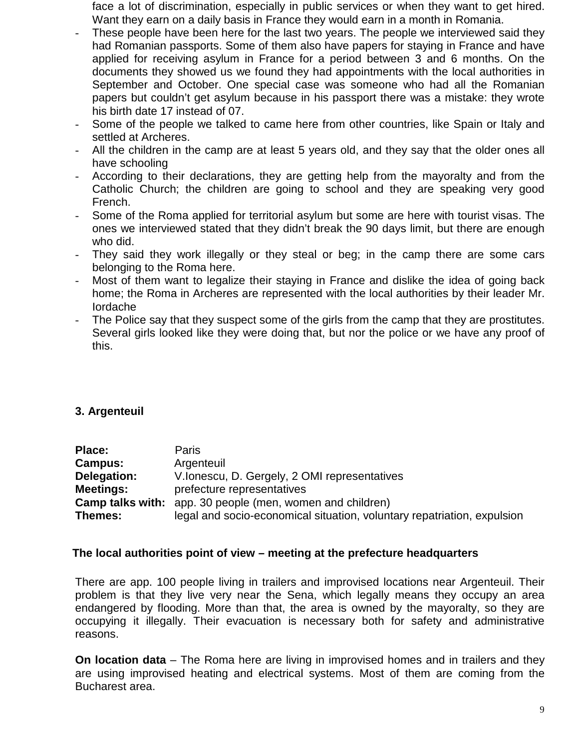face a lot of discrimination, especially in public services or when they want to get hired. Want they earn on a daily basis in France they would earn in a month in Romania.

- These people have been here for the last two years. The people we interviewed said they had Romanian passports. Some of them also have papers for staying in France and have applied for receiving asylum in France for a period between 3 and 6 months. On the documents they showed us we found they had appointments with the local authorities in September and October. One special case was someone who had all the Romanian papers but couldn't get asylum because in his passport there was a mistake: they wrote his birth date 17 instead of 07.
- Some of the people we talked to came here from other countries, like Spain or Italy and settled at Archeres.
- All the children in the camp are at least 5 years old, and they say that the older ones all have schooling
- According to their declarations, they are getting help from the mayoralty and from the Catholic Church; the children are going to school and they are speaking very good French.
- Some of the Roma applied for territorial asylum but some are here with tourist visas. The ones we interviewed stated that they didn't break the 90 days limit, but there are enough who did.
- They said they work illegally or they steal or beg; in the camp there are some cars belonging to the Roma here.
- Most of them want to legalize their staying in France and dislike the idea of going back home; the Roma in Archeres are represented with the local authorities by their leader Mr. Iordache
- The Police say that they suspect some of the girls from the camp that they are prostitutes. Several girls looked like they were doing that, but nor the police or we have any proof of this.

### 3. Argenteuil

| | |
|---|---|
| **Place:** | Paris |
| **Campus:** | Argenteuil |
| **Delegation:** | V.Ionescu, D. Gergely, 2 OMI representatives |
| **Meetings:** | prefecture representatives |
| **Camp talks with:** | app. 30 people (men, women and children) |
| **Themes:** | legal and socio-economical situation, voluntary repatriation, expulsion |

**The local authorities point of view – meeting at the prefecture headquarters**

There are app. 100 people living in trailers and improvised locations near Argenteuil. Their problem is that they live very near the Sena, which legally means they occupy an area endangered by flooding. More than that, the area is owned by the mayoralty, so they are occupying it illegally. Their evacuation is necessary both for safety and administrative reasons.

**On location data** – The Roma here are living in improvised homes and in trailers and they are using improvised heating and electrical systems. Most of them are coming from the Bucharest area.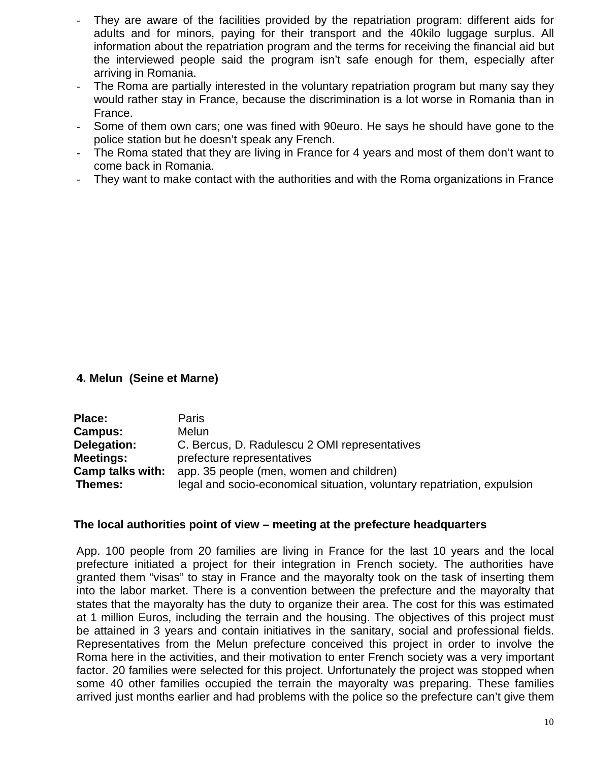- They are aware of the facilities provided by the repatriation program: different aids for adults and for minors, paying for their transport and the 40kilo luggage surplus. All information about the repatriation program and the terms for receiving the financial aid but the interviewed people said the program isn't safe enough for them, especially after arriving in Romania.
- The Roma are partially interested in the voluntary repatriation program but many say they would rather stay in France, because the discrimination is a lot worse in Romania than in France.
- Some of them own cars; one was fined with 90euro. He says he should have gone to the police station but he doesn't speak any French.
- The Roma stated that they are living in France for 4 years and most of them don't want to come back in Romania.
- They want to make contact with the authorities and with the Roma organizations in France

### 4. Melun (Seine et Marne)

**Place:** Paris
**Campus:** Melun
**Delegation:** C. Bercus, D. Radulescu 2 OMI representatives
**Meetings:** prefecture representatives
**Camp talks with:** app. 35 people (men, women and children)
**Themes:** legal and socio-economical situation, voluntary repatriation, expulsion

**The local authorities point of view – meeting at the prefecture headquarters**

App. 100 people from 20 families are living in France for the last 10 years and the local prefecture initiated a project for their integration in French society. The authorities have granted them "visas" to stay in France and the mayoralty took on the task of inserting them into the labor market. There is a convention between the prefecture and the mayoralty that states that the mayoralty has the duty to organize their area. The cost for this was estimated at 1 million Euros, including the terrain and the housing. The objectives of this project must be attained in 3 years and contain initiatives in the sanitary, social and professional fields. Representatives from the Melun prefecture conceived this project in order to involve the Roma here in the activities, and their motivation to enter French society was a very important factor. 20 families were selected for this project. Unfortunately the project was stopped when some 40 other families occupied the terrain the mayoralty was preparing. These families arrived just months earlier and had problems with the police so the prefecture can't give them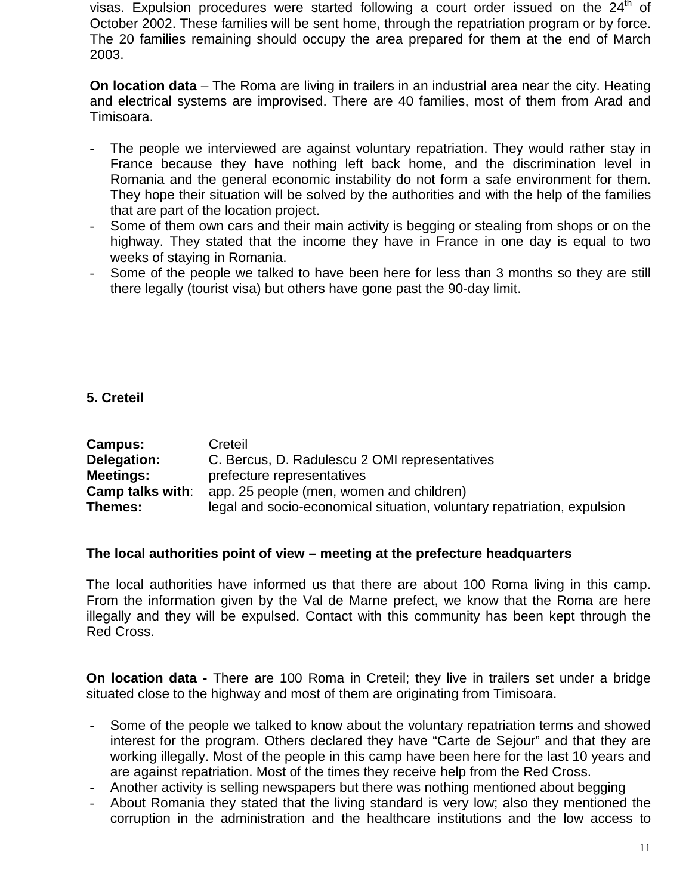visas. Expulsion procedures were started following a court order issued on the 24th of October 2002. These families will be sent home, through the repatriation program or by force. The 20 families remaining should occupy the area prepared for them at the end of March 2003.

**On location data** – The Roma are living in trailers in an industrial area near the city. Heating and electrical systems are improvised. There are 40 families, most of them from Arad and Timisoara.

- The people we interviewed are against voluntary repatriation. They would rather stay in France because they have nothing left back home, and the discrimination level in Romania and the general economic instability do not form a safe environment for them. They hope their situation will be solved by the authorities and with the help of the families that are part of the location project.
- Some of them own cars and their main activity is begging or stealing from shops or on the highway. They stated that the income they have in France in one day is equal to two weeks of staying in Romania.
- Some of the people we talked to have been here for less than 3 months so they are still there legally (tourist visa) but others have gone past the 90-day limit.

## 5. Creteil

**Campus:** Creteil
**Delegation:** C. Bercus, D. Radulescu 2 OMI representatives
**Meetings:** prefecture representatives
**Camp talks with**: app. 25 people (men, women and children)
**Themes:** legal and socio-economical situation, voluntary repatriation, expulsion

**The local authorities point of view – meeting at the prefecture headquarters**

The local authorities have informed us that there are about 100 Roma living in this camp. From the information given by the Val de Marne prefect, we know that the Roma are here illegally and they will be expulsed. Contact with this community has been kept through the Red Cross.

**On location data -** There are 100 Roma in Creteil; they live in trailers set under a bridge situated close to the highway and most of them are originating from Timisoara.

- Some of the people we talked to know about the voluntary repatriation terms and showed interest for the program. Others declared they have “Carte de Sejour” and that they are working illegally. Most of the people in this camp have been here for the last 10 years and are against repatriation. Most of the times they receive help from the Red Cross.
- Another activity is selling newspapers but there was nothing mentioned about begging
- About Romania they stated that the living standard is very low; also they mentioned the corruption in the administration and the healthcare institutions and the low access to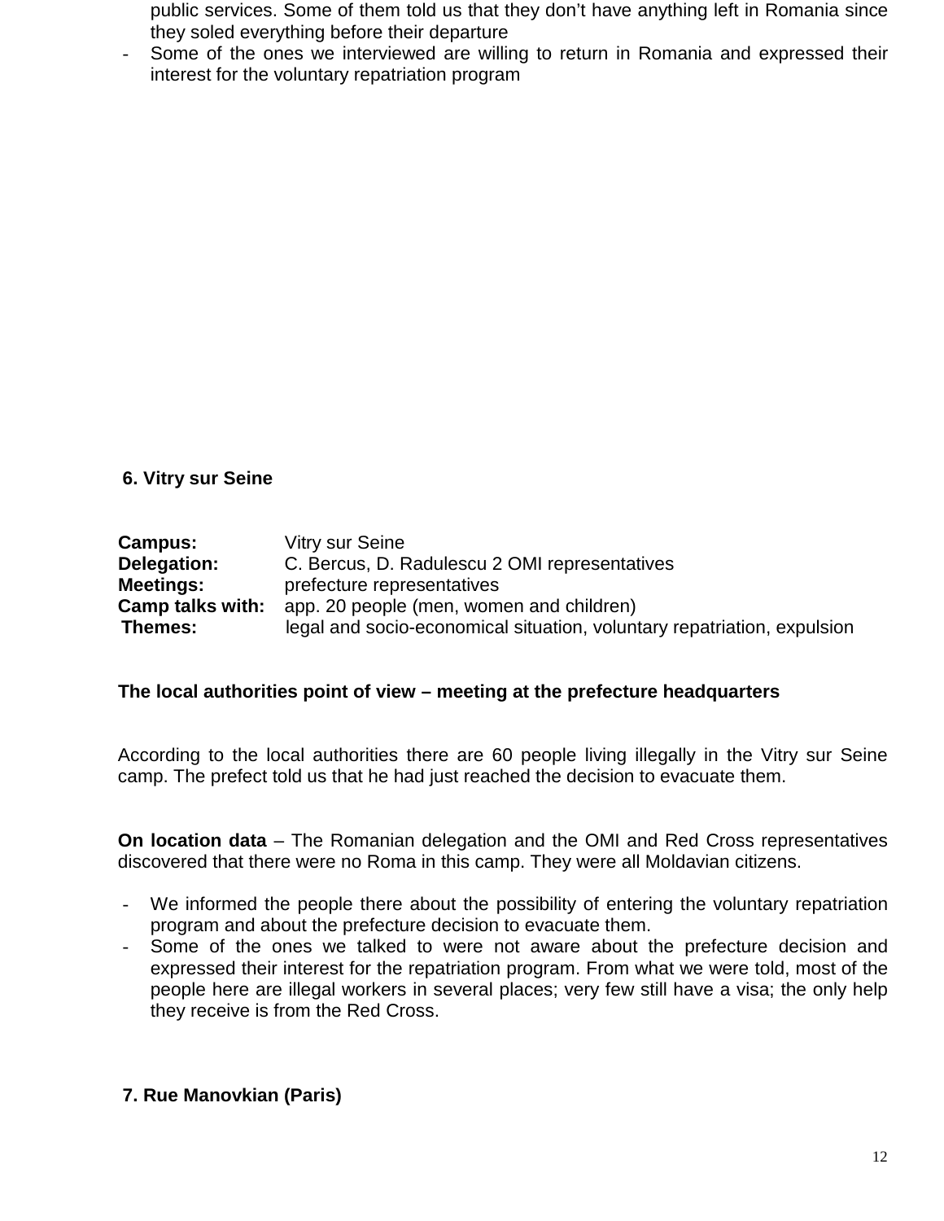public services. Some of them told us that they don't have anything left in Romania since they soled everything before their departure

- Some of the ones we interviewed are willing to return in Romania and expressed their interest for the voluntary repatriation program

### 6. Vitry sur Seine

| | |
|---|---|
| **Campus:** | Vitry sur Seine |
| **Delegation:** | C. Bercus, D. Radulescu 2 OMI representatives |
| **Meetings:** | prefecture representatives |
| **Camp talks with:** | app. 20 people (men, women and children) |
| **Themes:** | legal and socio-economical situation, voluntary repatriation, expulsion |

**The local authorities point of view – meeting at the prefecture headquarters**

According to the local authorities there are 60 people living illegally in the Vitry sur Seine camp. The prefect told us that he had just reached the decision to evacuate them.

**On location data** – The Romanian delegation and the OMI and Red Cross representatives discovered that there were no Roma in this camp. They were all Moldavian citizens.

- We informed the people there about the possibility of entering the voluntary repatriation program and about the prefecture decision to evacuate them.
- Some of the ones we talked to were not aware about the prefecture decision and expressed their interest for the repatriation program. From what we were told, most of the people here are illegal workers in several places; very few still have a visa; the only help they receive is from the Red Cross.

### 7. Rue Manovkian (Paris)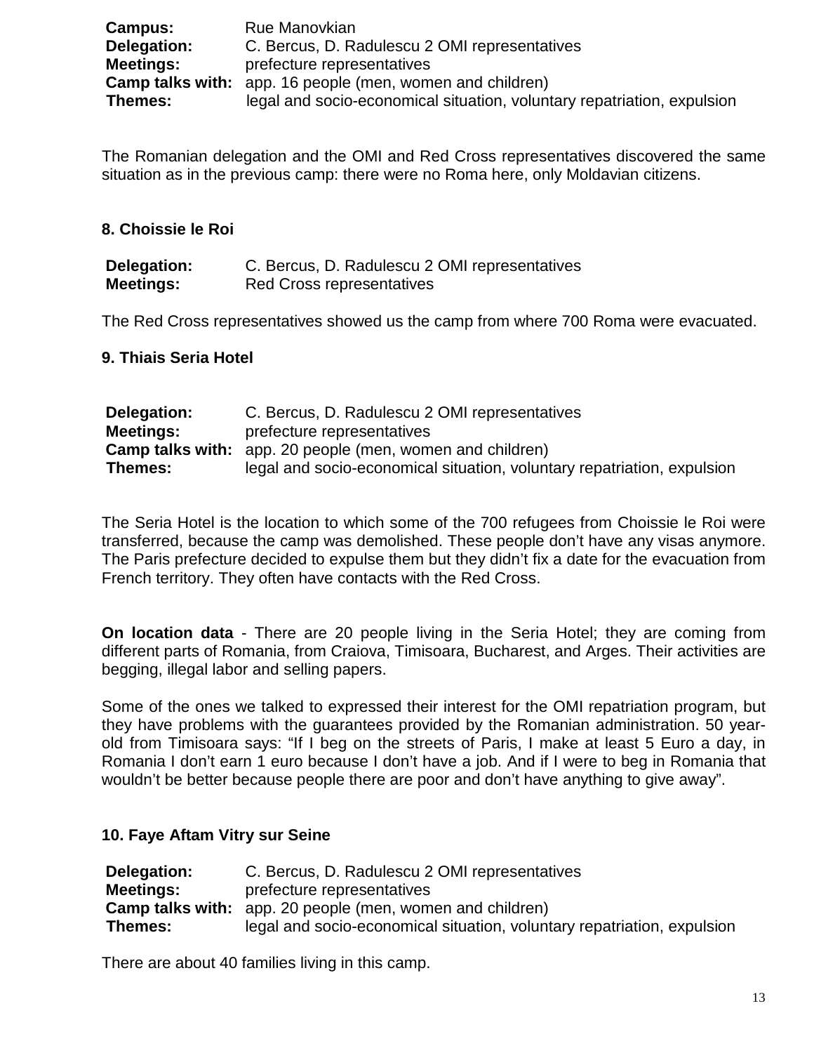| | |
|---|---|
| **Campus:** | Rue Manovkian |
| **Delegation:** | C. Bercus, D. Radulescu 2 OMI representatives |
| **Meetings:** | prefecture representatives |
| **Camp talks with:** | app. 16 people (men, women and children) |
| **Themes:** | legal and socio-economical situation, voluntary repatriation, expulsion |

The Romanian delegation and the OMI and Red Cross representatives discovered the same situation as in the previous camp: there were no Roma here, only Moldavian citizens.

### 8. Choissie le Roi

| | |
|---|---|
| **Delegation:** | C. Bercus, D. Radulescu 2 OMI representatives |
| **Meetings:** | Red Cross representatives |

The Red Cross representatives showed us the camp from where 700 Roma were evacuated.

### 9. Thiais Seria Hotel

| | |
|---|---|
| **Delegation:** | C. Bercus, D. Radulescu 2 OMI representatives |
| **Meetings:** | prefecture representatives |
| **Camp talks with:** | app. 20 people (men, women and children) |
| **Themes:** | legal and socio-economical situation, voluntary repatriation, expulsion |

The Seria Hotel is the location to which some of the 700 refugees from Choissie le Roi were transferred, because the camp was demolished. These people don't have any visas anymore. The Paris prefecture decided to expulse them but they didn't fix a date for the evacuation from French territory. They often have contacts with the Red Cross.

**On location data** - There are 20 people living in the Seria Hotel; they are coming from different parts of Romania, from Craiova, Timisoara, Bucharest, and Arges. Their activities are begging, illegal labor and selling papers.

Some of the ones we talked to expressed their interest for the OMI repatriation program, but they have problems with the guarantees provided by the Romanian administration. 50 year-old from Timisoara says: "If I beg on the streets of Paris, I make at least 5 Euro a day, in Romania I don't earn 1 euro because I don't have a job. And if I were to beg in Romania that wouldn't be better because people there are poor and don't have anything to give away".

### 10. Faye Aftam Vitry sur Seine

| | |
|---|---|
| **Delegation:** | C. Bercus, D. Radulescu 2 OMI representatives |
| **Meetings:** | prefecture representatives |
| **Camp talks with:** | app. 20 people (men, women and children) |
| **Themes:** | legal and socio-economical situation, voluntary repatriation, expulsion |

There are about 40 families living in this camp.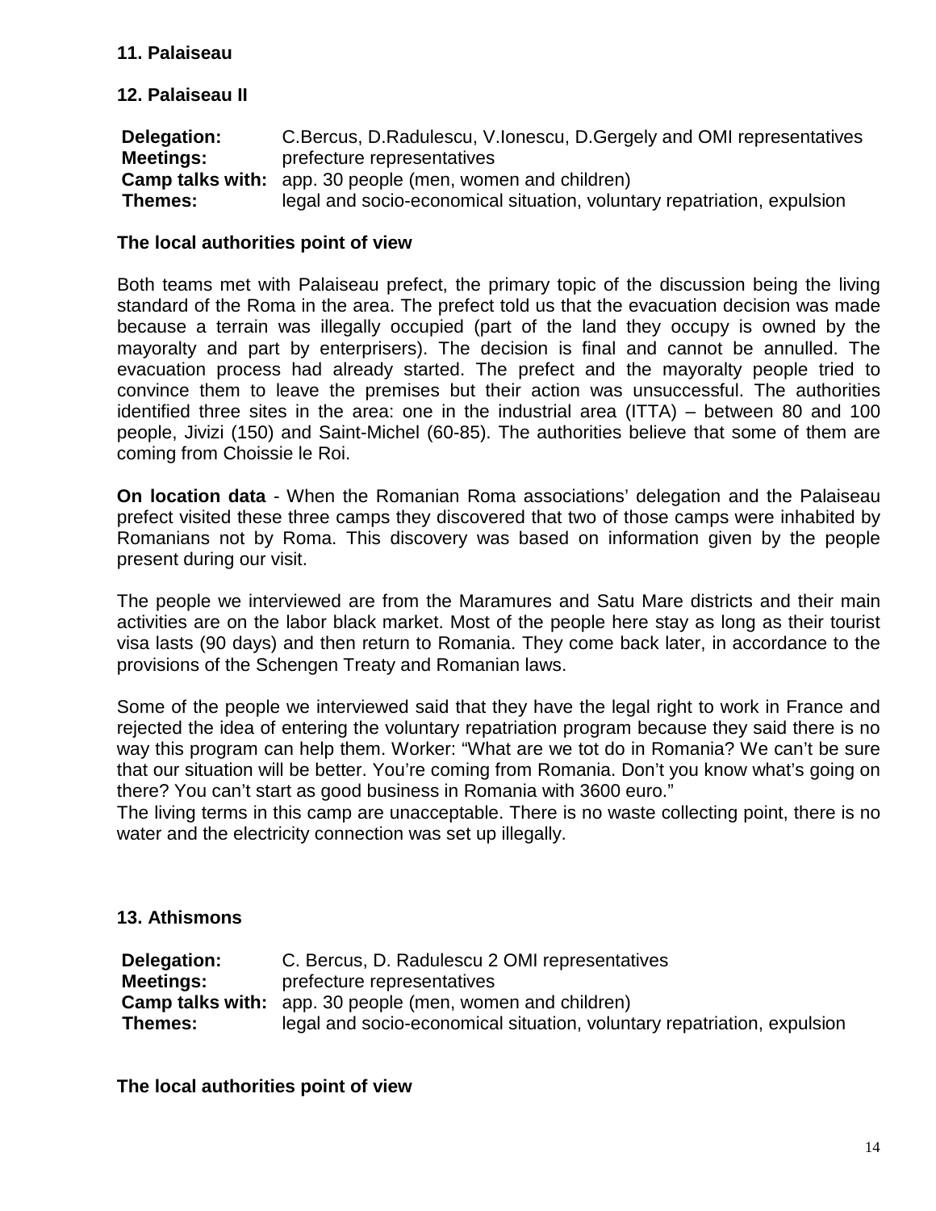**11. Palaiseau**

**12. Palaiseau II**

| | |
|---|---|
| **Delegation:** | C.Bercus, D.Radulescu, V.Ionescu, D.Gergely and OMI representatives |
| **Meetings:** | prefecture representatives |
| **Camp talks with:** | app. 30 people (men, women and children) |
| **Themes:** | legal and socio-economical situation, voluntary repatriation, expulsion |

**The local authorities point of view**

Both teams met with Palaiseau prefect, the primary topic of the discussion being the living standard of the Roma in the area. The prefect told us that the evacuation decision was made because a terrain was illegally occupied (part of the land they occupy is owned by the mayoralty and part by enterprisers). The decision is final and cannot be annulled. The evacuation process had already started. The prefect and the mayoralty people tried to convince them to leave the premises but their action was unsuccessful. The authorities identified three sites in the area: one in the industrial area (ITTA) – between 80 and 100 people, Jivizi (150) and Saint-Michel (60-85). The authorities believe that some of them are coming from Choissie le Roi.

**On location data** - When the Romanian Roma associations' delegation and the Palaiseau prefect visited these three camps they discovered that two of those camps were inhabited by Romanians not by Roma. This discovery was based on information given by the people present during our visit.

The people we interviewed are from the Maramures and Satu Mare districts and their main activities are on the labor black market. Most of the people here stay as long as their tourist visa lasts (90 days) and then return to Romania. They come back later, in accordance to the provisions of the Schengen Treaty and Romanian laws.

Some of the people we interviewed said that they have the legal right to work in France and rejected the idea of entering the voluntary repatriation program because they said there is no way this program can help them. Worker: "What are we tot do in Romania? We can't be sure that our situation will be better. You're coming from Romania. Don't you know what's going on there? You can't start as good business in Romania with 3600 euro."

The living terms in this camp are unacceptable. There is no waste collecting point, there is no water and the electricity connection was set up illegally.

**13. Athismons**

| | |
|---|---|
| **Delegation:** | C. Bercus, D. Radulescu 2 OMI representatives |
| **Meetings:** | prefecture representatives |
| **Camp talks with:** | app. 30 people (men, women and children) |
| **Themes:** | legal and socio-economical situation, voluntary repatriation, expulsion |

**The local authorities point of view**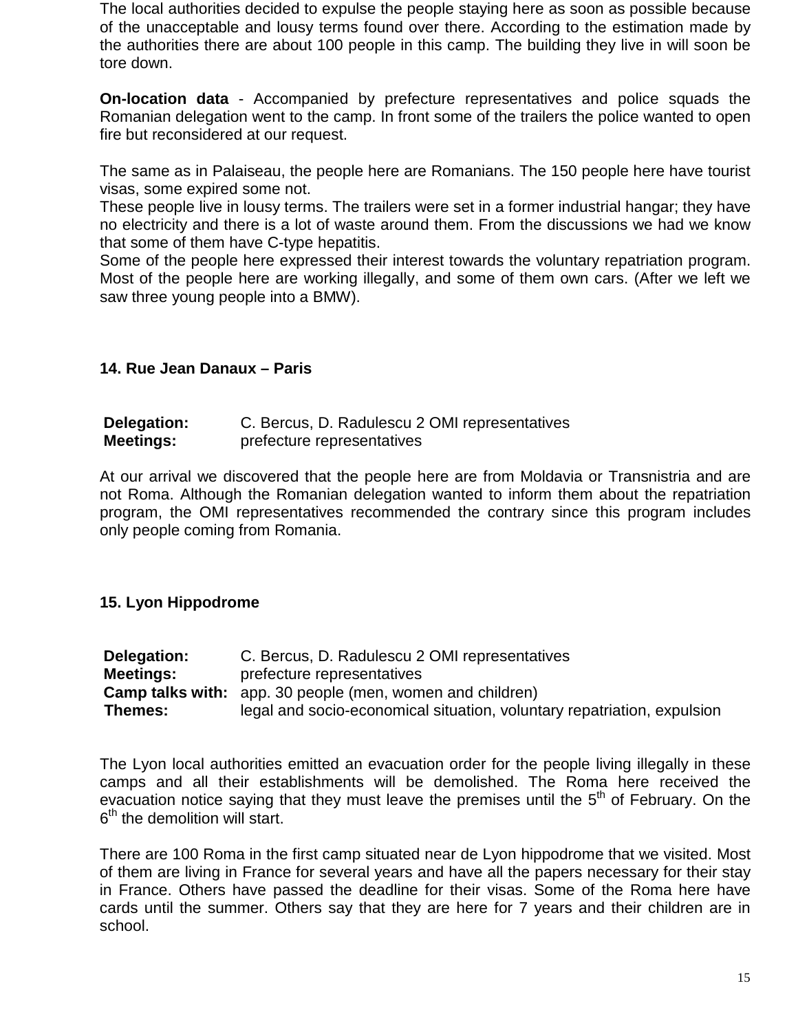The local authorities decided to expulse the people staying here as soon as possible because of the unacceptable and lousy terms found over there. According to the estimation made by the authorities there are about 100 people in this camp. The building they live in will soon be tore down.

**On-location data** - Accompanied by prefecture representatives and police squads the Romanian delegation went to the camp. In front some of the trailers the police wanted to open fire but reconsidered at our request.

The same as in Palaiseau, the people here are Romanians. The 150 people here have tourist visas, some expired some not.
These people live in lousy terms. The trailers were set in a former industrial hangar; they have no electricity and there is a lot of waste around them. From the discussions we had we know that some of them have C-type hepatitis.
Some of the people here expressed their interest towards the voluntary repatriation program. Most of the people here are working illegally, and some of them own cars. (After we left we saw three young people into a BMW).

### 14. Rue Jean Danaux – Paris

**Delegation:** C. Bercus, D. Radulescu 2 OMI representatives
**Meetings:** prefecture representatives

At our arrival we discovered that the people here are from Moldavia or Transnistria and are not Roma. Although the Romanian delegation wanted to inform them about the repatriation program, the OMI representatives recommended the contrary since this program includes only people coming from Romania.

### 15. Lyon Hippodrome

**Delegation:** C. Bercus, D. Radulescu 2 OMI representatives
**Meetings:** prefecture representatives
**Camp talks with:** app. 30 people (men, women and children)
**Themes:** legal and socio-economical situation, voluntary repatriation, expulsion

The Lyon local authorities emitted an evacuation order for the people living illegally in these camps and all their establishments will be demolished. The Roma here received the evacuation notice saying that they must leave the premises until the 5th of February. On the 6th the demolition will start.

There are 100 Roma in the first camp situated near de Lyon hippodrome that we visited. Most of them are living in France for several years and have all the papers necessary for their stay in France. Others have passed the deadline for their visas. Some of the Roma here have cards until the summer. Others say that they are here for 7 years and their children are in school.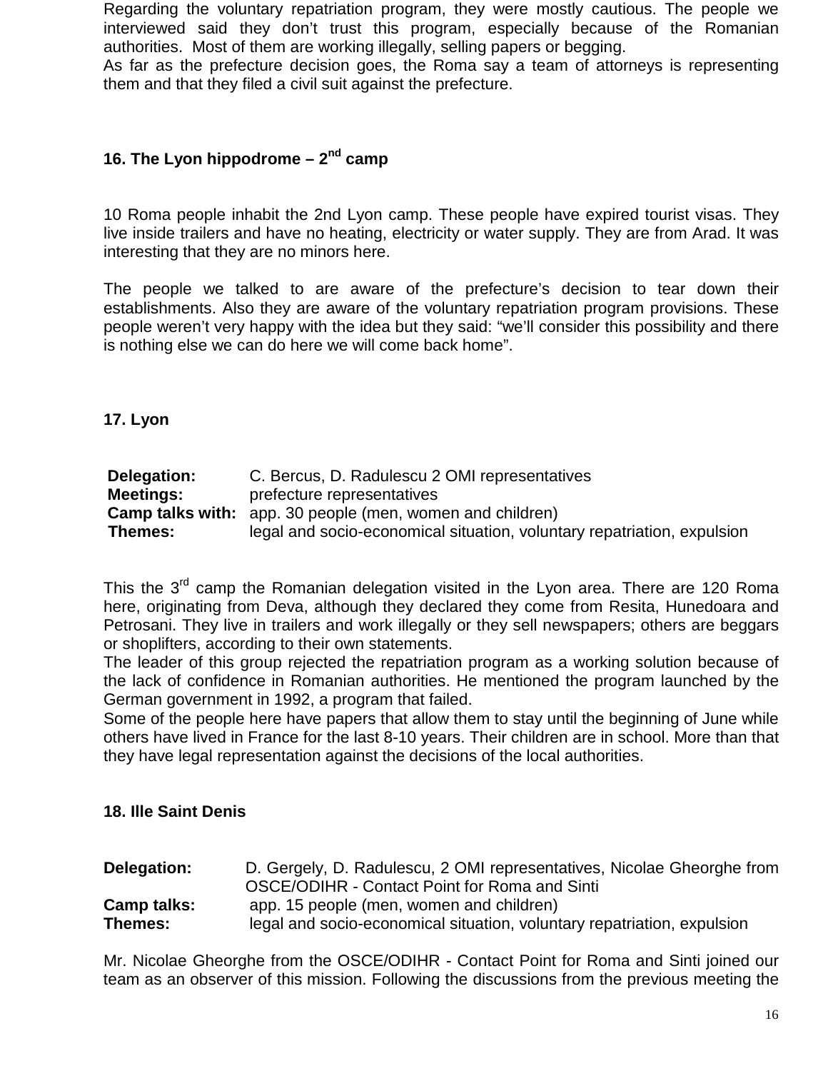Regarding the voluntary repatriation program, they were mostly cautious. The people we interviewed said they don't trust this program, especially because of the Romanian authorities. Most of them are working illegally, selling papers or begging.
As far as the prefecture decision goes, the Roma say a team of attorneys is representing them and that they filed a civil suit against the prefecture.

### 16. The Lyon hippodrome – 2nd camp

10 Roma people inhabit the 2nd Lyon camp. These people have expired tourist visas. They live inside trailers and have no heating, electricity or water supply. They are from Arad. It was interesting that they are no minors here.

The people we talked to are aware of the prefecture's decision to tear down their establishments. Also they are aware of the voluntary repatriation program provisions. These people weren't very happy with the idea but they said: "we'll consider this possibility and there is nothing else we can do here we will come back home".

### 17. Lyon

| | |
|---|---|
| **Delegation:** | C. Bercus, D. Radulescu 2 OMI representatives |
| **Meetings:** | prefecture representatives |
| **Camp talks with:** | app. 30 people (men, women and children) |
| **Themes:** | legal and socio-economical situation, voluntary repatriation, expulsion |

This the 3rd camp the Romanian delegation visited in the Lyon area. There are 120 Roma here, originating from Deva, although they declared they come from Resita, Hunedoara and Petrosani. They live in trailers and work illegally or they sell newspapers; others are beggars or shoplifters, according to their own statements.
The leader of this group rejected the repatriation program as a working solution because of the lack of confidence in Romanian authorities. He mentioned the program launched by the German government in 1992, a program that failed.
Some of the people here have papers that allow them to stay until the beginning of June while others have lived in France for the last 8-10 years. Their children are in school. More than that they have legal representation against the decisions of the local authorities.

### 18. Ille Saint Denis

| | |
|---|---|
| **Delegation:** | D. Gergely, D. Radulescu, 2 OMI representatives, Nicolae Gheorghe from OSCE/ODIHR - Contact Point for Roma and Sinti |
| **Camp talks:** | app. 15 people (men, women and children) |
| **Themes:** | legal and socio-economical situation, voluntary repatriation, expulsion |

Mr. Nicolae Gheorghe from the OSCE/ODIHR - Contact Point for Roma and Sinti joined our team as an observer of this mission. Following the discussions from the previous meeting the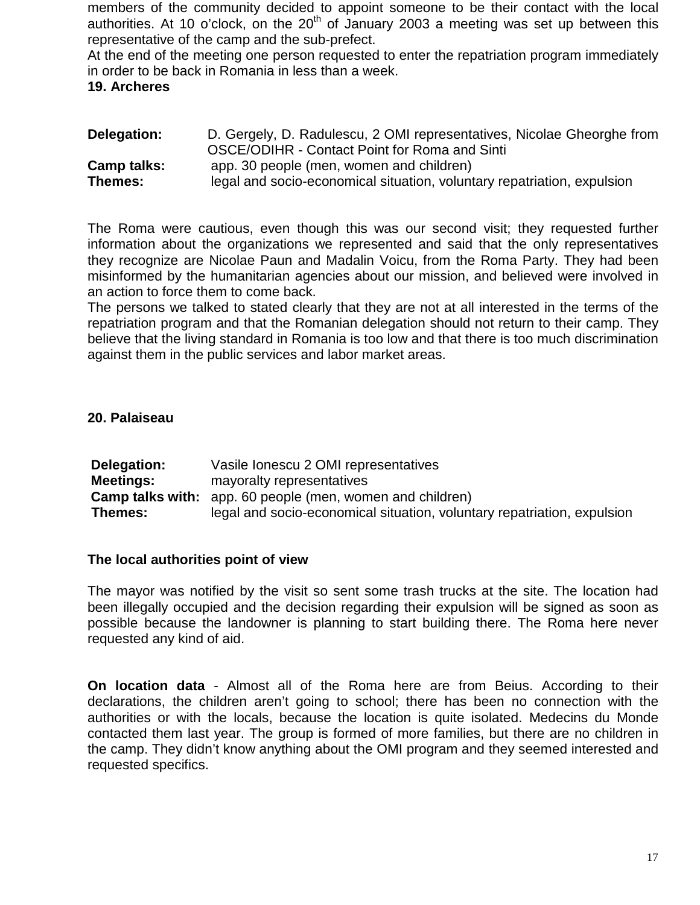members of the community decided to appoint someone to be their contact with the local authorities. At 10 o'clock, on the 20th of January 2003 a meeting was set up between this representative of the camp and the sub-prefect.

At the end of the meeting one person requested to enter the repatriation program immediately in order to be back in Romania in less than a week.

**19. Archeres**

| | |
|---|---|
| **Delegation:** | D. Gergely, D. Radulescu, 2 OMI representatives, Nicolae Gheorghe from OSCE/ODIHR - Contact Point for Roma and Sinti |
| **Camp talks:** | app. 30 people (men, women and children) |
| **Themes:** | legal and socio-economical situation, voluntary repatriation, expulsion |

The Roma were cautious, even though this was our second visit; they requested further information about the organizations we represented and said that the only representatives they recognize are Nicolae Paun and Madalin Voicu, from the Roma Party. They had been misinformed by the humanitarian agencies about our mission, and believed were involved in an action to force them to come back.

The persons we talked to stated clearly that they are not at all interested in the terms of the repatriation program and that the Romanian delegation should not return to their camp. They believe that the living standard in Romania is too low and that there is too much discrimination against them in the public services and labor market areas.

**20. Palaiseau**

| | |
|---|---|
| **Delegation:** | Vasile Ionescu 2 OMI representatives |
| **Meetings:** | mayoralty representatives |
| **Camp talks with:** | app. 60 people (men, women and children) |
| **Themes:** | legal and socio-economical situation, voluntary repatriation, expulsion |

**The local authorities point of view**

The mayor was notified by the visit so sent some trash trucks at the site. The location had been illegally occupied and the decision regarding their expulsion will be signed as soon as possible because the landowner is planning to start building there. The Roma here never requested any kind of aid.

**On location data** - Almost all of the Roma here are from Beius. According to their declarations, the children aren't going to school; there has been no connection with the authorities or with the locals, because the location is quite isolated. Medecins du Monde contacted them last year. The group is formed of more families, but there are no children in the camp. They didn't know anything about the OMI program and they seemed interested and requested specifics.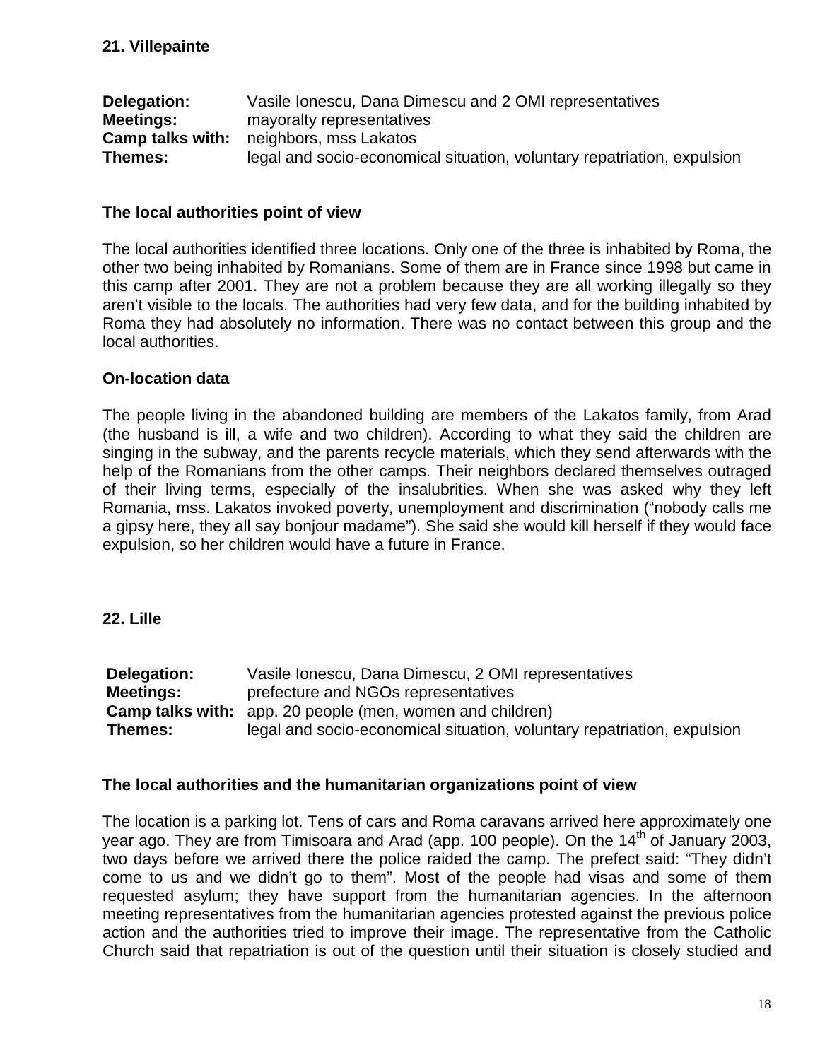### 21. Villepainte

| | |
|---|---|
| **Delegation:** | Vasile Ionescu, Dana Dimescu and 2 OMI representatives |
| **Meetings:** | mayoralty representatives |
| **Camp talks with:** | neighbors, mss Lakatos |
| **Themes:** | legal and socio-economical situation, voluntary repatriation, expulsion |

#### The local authorities point of view

The local authorities identified three locations. Only one of the three is inhabited by Roma, the other two being inhabited by Romanians. Some of them are in France since 1998 but came in this camp after 2001. They are not a problem because they are all working illegally so they aren't visible to the locals. The authorities had very few data, and for the building inhabited by Roma they had absolutely no information. There was no contact between this group and the local authorities.

#### On-location data

The people living in the abandoned building are members of the Lakatos family, from Arad (the husband is ill, a wife and two children). According to what they said the children are singing in the subway, and the parents recycle materials, which they send afterwards with the help of the Romanians from the other camps. Their neighbors declared themselves outraged of their living terms, especially of the insalubrities. When she was asked why they left Romania, mss. Lakatos invoked poverty, unemployment and discrimination ("nobody calls me a gipsy here, they all say bonjour madame"). She said she would kill herself if they would face expulsion, so her children would have a future in France.

### 22. Lille

| | |
|---|---|
| **Delegation:** | Vasile Ionescu, Dana Dimescu, 2 OMI representatives |
| **Meetings:** | prefecture and NGOs representatives |
| **Camp talks with:** | app. 20 people (men, women and children) |
| **Themes:** | legal and socio-economical situation, voluntary repatriation, expulsion |

#### The local authorities and the humanitarian organizations point of view

The location is a parking lot. Tens of cars and Roma caravans arrived here approximately one year ago. They are from Timisoara and Arad (app. 100 people). On the 14th of January 2003, two days before we arrived there the police raided the camp. The prefect said: "They didn't come to us and we didn't go to them". Most of the people had visas and some of them requested asylum; they have support from the humanitarian agencies. In the afternoon meeting representatives from the humanitarian agencies protested against the previous police action and the authorities tried to improve their image. The representative from the Catholic Church said that repatriation is out of the question until their situation is closely studied and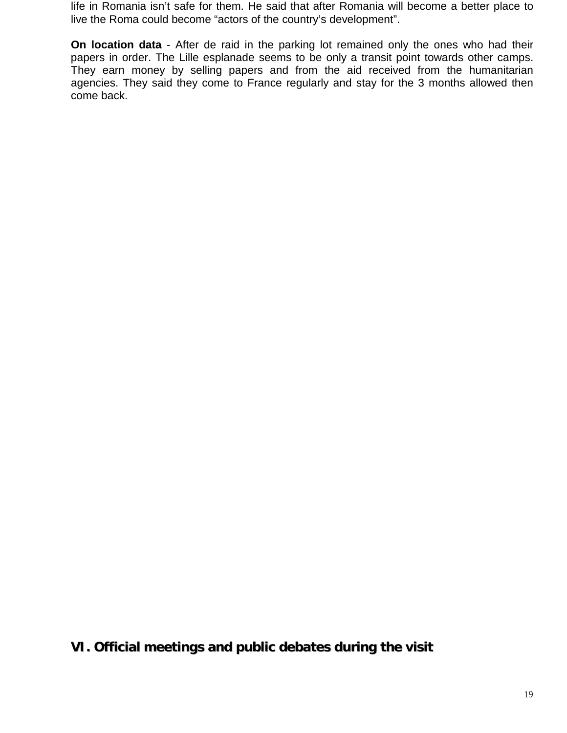life in Romania isn't safe for them. He said that after Romania will become a better place to live the Roma could become "actors of the country's development".

**On location data** - After de raid in the parking lot remained only the ones who had their papers in order. The Lille esplanade seems to be only a transit point towards other camps. They earn money by selling papers and from the aid received from the humanitarian agencies. They said they come to France regularly and stay for the 3 months allowed then come back.

## VI. Official meetings and public debates during the visit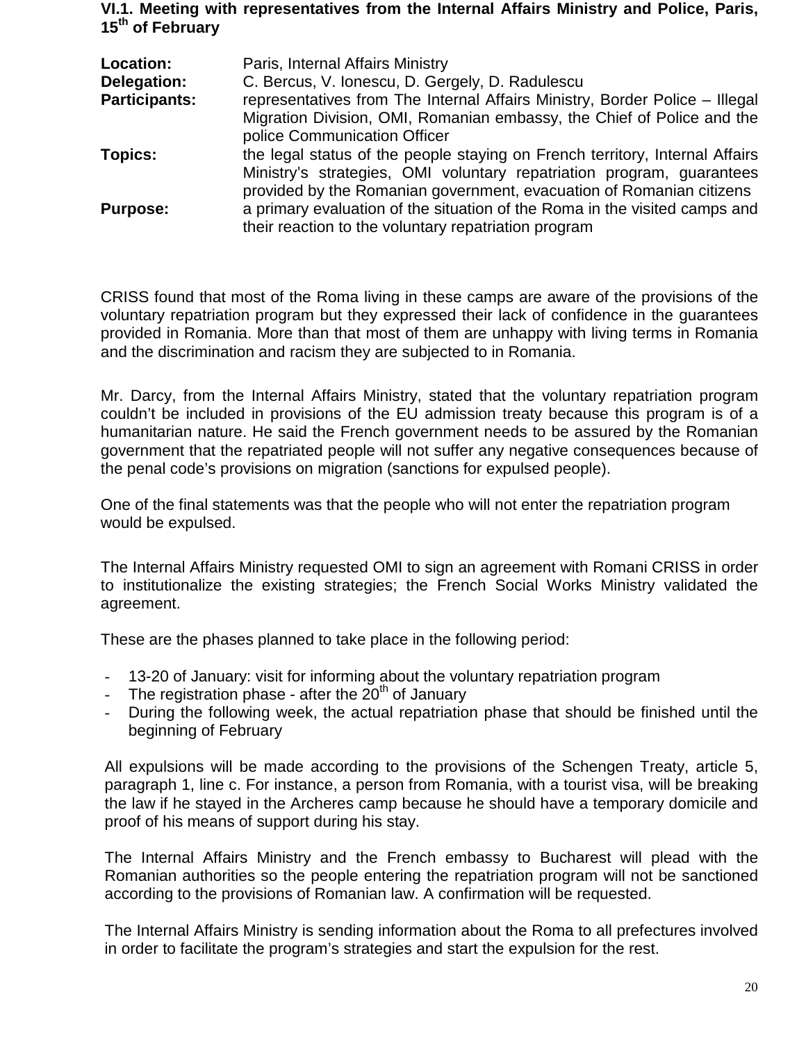### VI.1. Meeting with representatives from the Internal Affairs Ministry and Police, Paris, 15th of February

| | |
|---|---|
| **Location:** | Paris, Internal Affairs Ministry |
| **Delegation:** | C. Bercus, V. Ionescu, D. Gergely, D. Radulescu |
| **Participants:** | representatives from The Internal Affairs Ministry, Border Police – Illegal Migration Division, OMI, Romanian embassy, the Chief of Police and the police Communication Officer |
| **Topics:** | the legal status of the people staying on French territory, Internal Affairs Ministry's strategies, OMI voluntary repatriation program, guarantees provided by the Romanian government, evacuation of Romanian citizens |
| **Purpose:** | a primary evaluation of the situation of the Roma in the visited camps and their reaction to the voluntary repatriation program |

CRISS found that most of the Roma living in these camps are aware of the provisions of the voluntary repatriation program but they expressed their lack of confidence in the guarantees provided in Romania. More than that most of them are unhappy with living terms in Romania and the discrimination and racism they are subjected to in Romania.

Mr. Darcy, from the Internal Affairs Ministry, stated that the voluntary repatriation program couldn't be included in provisions of the EU admission treaty because this program is of a humanitarian nature. He said the French government needs to be assured by the Romanian government that the repatriated people will not suffer any negative consequences because of the penal code's provisions on migration (sanctions for expulsed people).

One of the final statements was that the people who will not enter the repatriation program would be expulsed.

The Internal Affairs Ministry requested OMI to sign an agreement with Romani CRISS in order to institutionalize the existing strategies; the French Social Works Ministry validated the agreement.

These are the phases planned to take place in the following period:

- 13-20 of January: visit for informing about the voluntary repatriation program
- The registration phase - after the 20th of January
- During the following week, the actual repatriation phase that should be finished until the beginning of February

All expulsions will be made according to the provisions of the Schengen Treaty, article 5, paragraph 1, line c. For instance, a person from Romania, with a tourist visa, will be breaking the law if he stayed in the Archeres camp because he should have a temporary domicile and proof of his means of support during his stay.

The Internal Affairs Ministry and the French embassy to Bucharest will plead with the Romanian authorities so the people entering the repatriation program will not be sanctioned according to the provisions of Romanian law. A confirmation will be requested.

The Internal Affairs Ministry is sending information about the Roma to all prefectures involved in order to facilitate the program's strategies and start the expulsion for the rest.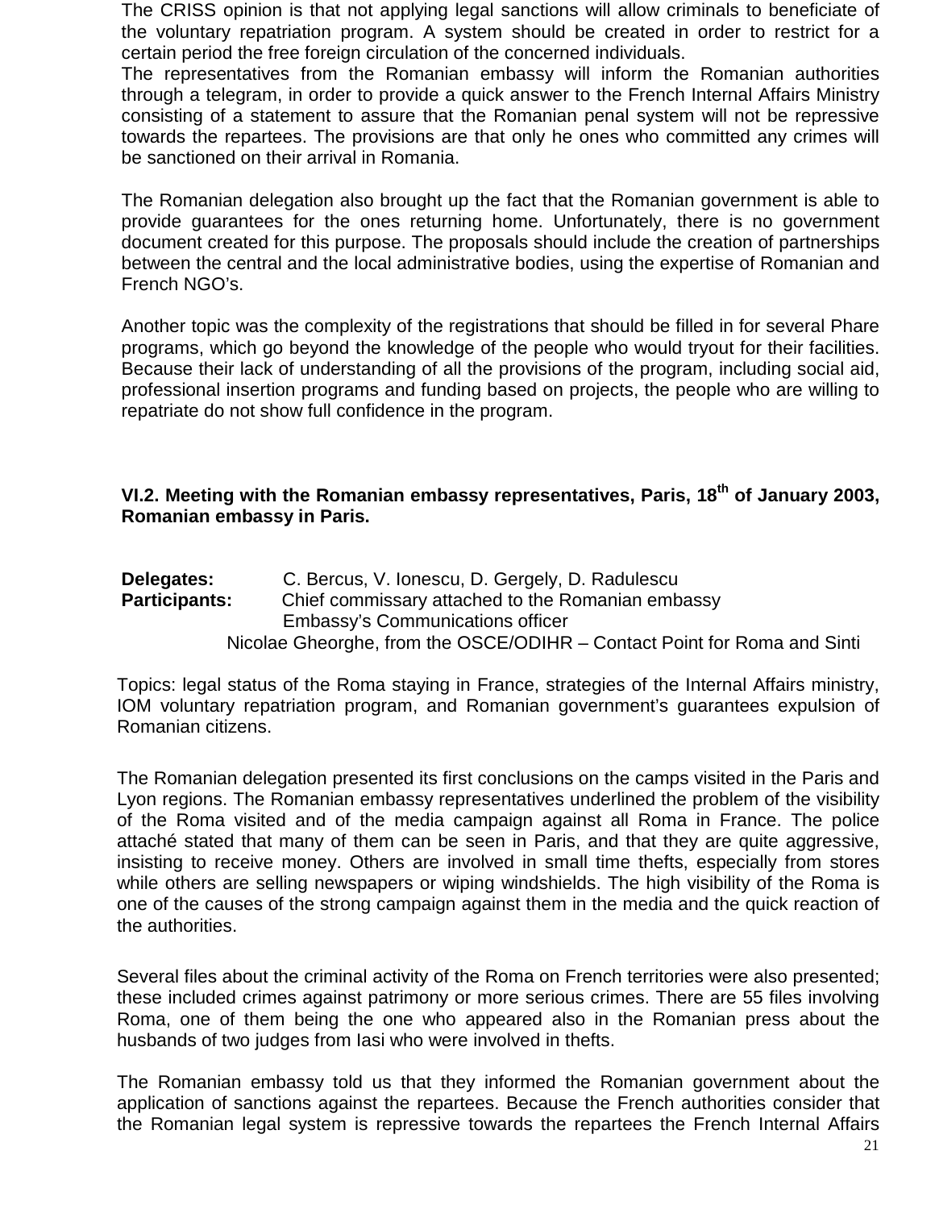The CRISS opinion is that not applying legal sanctions will allow criminals to beneficiate of the voluntary repatriation program. A system should be created in order to restrict for a certain period the free foreign circulation of the concerned individuals.
The representatives from the Romanian embassy will inform the Romanian authorities through a telegram, in order to provide a quick answer to the French Internal Affairs Ministry consisting of a statement to assure that the Romanian penal system will not be repressive towards the repartees. The provisions are that only he ones who committed any crimes will be sanctioned on their arrival in Romania.

The Romanian delegation also brought up the fact that the Romanian government is able to provide guarantees for the ones returning home. Unfortunately, there is no government document created for this purpose. The proposals should include the creation of partnerships between the central and the local administrative bodies, using the expertise of Romanian and French NGO's.

Another topic was the complexity of the registrations that should be filled in for several Phare programs, which go beyond the knowledge of the people who would tryout for their facilities. Because their lack of understanding of all the provisions of the program, including social aid, professional insertion programs and funding based on projects, the people who are willing to repatriate do not show full confidence in the program.

### VI.2. Meeting with the Romanian embassy representatives, Paris, 18th of January 2003, Romanian embassy in Paris.

**Delegates:** C. Bercus, V. Ionescu, D. Gergely, D. Radulescu
**Participants:** Chief commissary attached to the Romanian embassy
Embassy's Communications officer
Nicolae Gheorghe, from the OSCE/ODIHR – Contact Point for Roma and Sinti

Topics: legal status of the Roma staying in France, strategies of the Internal Affairs ministry, IOM voluntary repatriation program, and Romanian government's guarantees expulsion of Romanian citizens.

The Romanian delegation presented its first conclusions on the camps visited in the Paris and Lyon regions. The Romanian embassy representatives underlined the problem of the visibility of the Roma visited and of the media campaign against all Roma in France. The police attaché stated that many of them can be seen in Paris, and that they are quite aggressive, insisting to receive money. Others are involved in small time thefts, especially from stores while others are selling newspapers or wiping windshields. The high visibility of the Roma is one of the causes of the strong campaign against them in the media and the quick reaction of the authorities.

Several files about the criminal activity of the Roma on French territories were also presented; these included crimes against patrimony or more serious crimes. There are 55 files involving Roma, one of them being the one who appeared also in the Romanian press about the husbands of two judges from Iasi who were involved in thefts.

The Romanian embassy told us that they informed the Romanian government about the application of sanctions against the repartees. Because the French authorities consider that the Romanian legal system is repressive towards the repartees the French Internal Affairs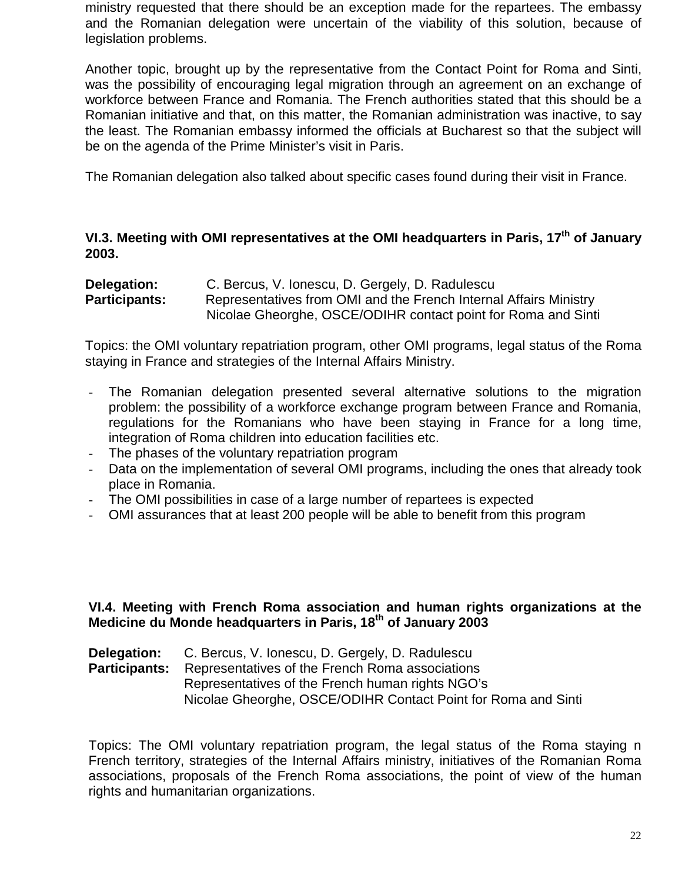ministry requested that there should be an exception made for the repartees. The embassy and the Romanian delegation were uncertain of the viability of this solution, because of legislation problems.

Another topic, brought up by the representative from the Contact Point for Roma and Sinti, was the possibility of encouraging legal migration through an agreement on an exchange of workforce between France and Romania. The French authorities stated that this should be a Romanian initiative and that, on this matter, the Romanian administration was inactive, to say the least. The Romanian embassy informed the officials at Bucharest so that the subject will be on the agenda of the Prime Minister's visit in Paris.

The Romanian delegation also talked about specific cases found during their visit in France.

### VI.3. Meeting with OMI representatives at the OMI headquarters in Paris, 17th of January 2003.

**Delegation:** C. Bercus, V. Ionescu, D. Gergely, D. Radulescu
**Participants:** Representatives from OMI and the French Internal Affairs Ministry
Nicolae Gheorghe, OSCE/ODIHR contact point for Roma and Sinti

Topics: the OMI voluntary repatriation program, other OMI programs, legal status of the Roma staying in France and strategies of the Internal Affairs Ministry.

- The Romanian delegation presented several alternative solutions to the migration problem: the possibility of a workforce exchange program between France and Romania, regulations for the Romanians who have been staying in France for a long time, integration of Roma children into education facilities etc.
- The phases of the voluntary repatriation program
- Data on the implementation of several OMI programs, including the ones that already took place in Romania.
- The OMI possibilities in case of a large number of repartees is expected
- OMI assurances that at least 200 people will be able to benefit from this program

### VI.4. Meeting with French Roma association and human rights organizations at the Medicine du Monde headquarters in Paris, 18th of January 2003

**Delegation:** C. Bercus, V. Ionescu, D. Gergely, D. Radulescu
**Participants:** Representatives of the French Roma associations
Representatives of the French human rights NGO's
Nicolae Gheorghe, OSCE/ODIHR Contact Point for Roma and Sinti

Topics: The OMI voluntary repatriation program, the legal status of the Roma staying n French territory, strategies of the Internal Affairs ministry, initiatives of the Romanian Roma associations, proposals of the French Roma associations, the point of view of the human rights and humanitarian organizations.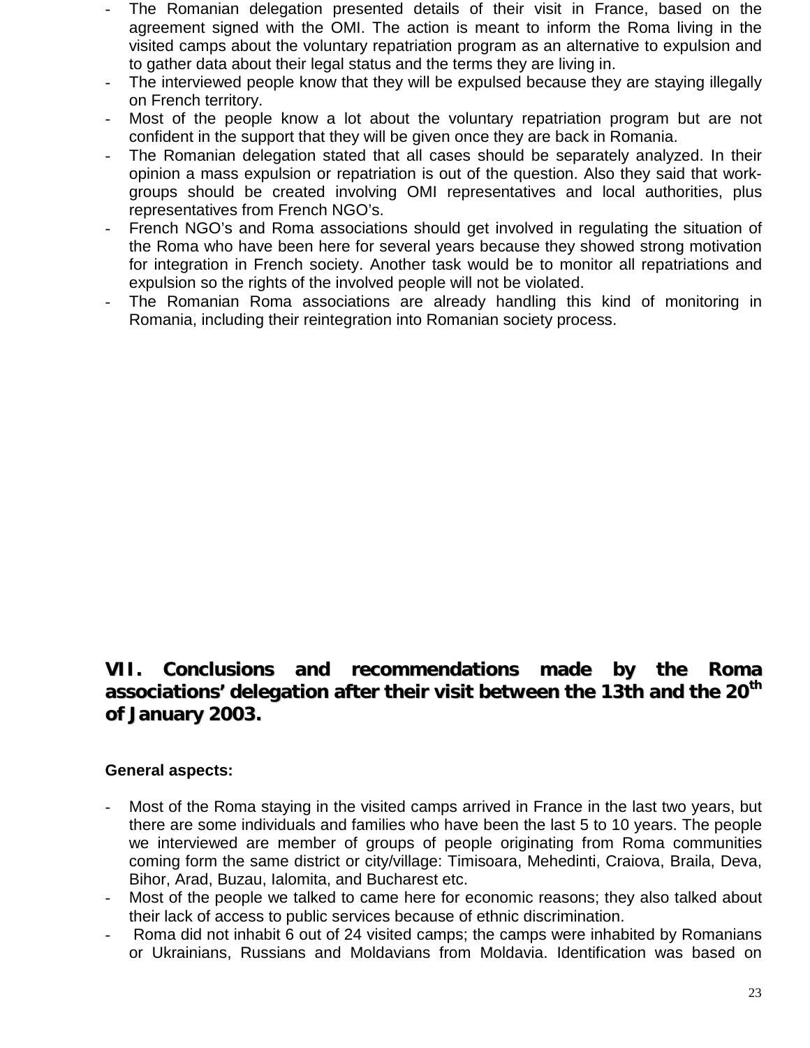- The Romanian delegation presented details of their visit in France, based on the agreement signed with the OMI. The action is meant to inform the Roma living in the visited camps about the voluntary repatriation program as an alternative to expulsion and to gather data about their legal status and the terms they are living in.
- The interviewed people know that they will be expulsed because they are staying illegally on French territory.
- Most of the people know a lot about the voluntary repatriation program but are not confident in the support that they will be given once they are back in Romania.
- The Romanian delegation stated that all cases should be separately analyzed. In their opinion a mass expulsion or repatriation is out of the question. Also they said that work-groups should be created involving OMI representatives and local authorities, plus representatives from French NGO's.
- French NGO's and Roma associations should get involved in regulating the situation of the Roma who have been here for several years because they showed strong motivation for integration in French society. Another task would be to monitor all repatriations and expulsion so the rights of the involved people will not be violated.
- The Romanian Roma associations are already handling this kind of monitoring in Romania, including their reintegration into Romanian society process.

## VII. Conclusions and recommendations made by the Roma associations' delegation after their visit between the 13th and the 20th of January 2003.

**General aspects:**

- Most of the Roma staying in the visited camps arrived in France in the last two years, but there are some individuals and families who have been the last 5 to 10 years. The people we interviewed are member of groups of people originating from Roma communities coming form the same district or city/village: Timisoara, Mehedinti, Craiova, Braila, Deva, Bihor, Arad, Buzau, Ialomita, and Bucharest etc.
- Most of the people we talked to came here for economic reasons; they also talked about their lack of access to public services because of ethnic discrimination.
- Roma did not inhabit 6 out of 24 visited camps; the camps were inhabited by Romanians or Ukrainians, Russians and Moldavians from Moldavia. Identification was based on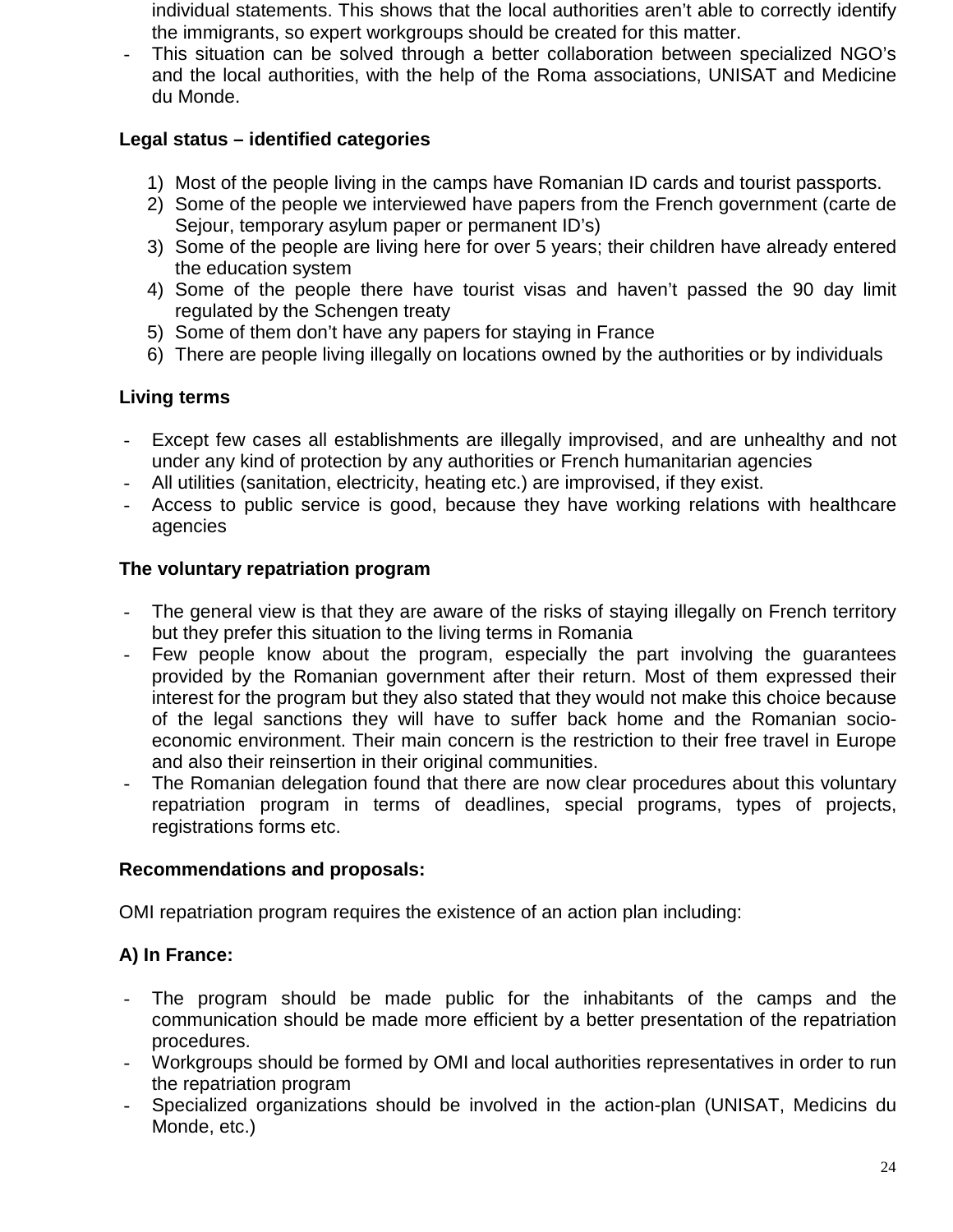individual statements. This shows that the local authorities aren't able to correctly identify the immigrants, so expert workgroups should be created for this matter.

- This situation can be solved through a better collaboration between specialized NGO's and the local authorities, with the help of the Roma associations, UNISAT and Medicine du Monde.

**Legal status – identified categories**

1) Most of the people living in the camps have Romanian ID cards and tourist passports.
2) Some of the people we interviewed have papers from the French government (carte de Sejour, temporary asylum paper or permanent ID's)
3) Some of the people are living here for over 5 years; their children have already entered the education system
4) Some of the people there have tourist visas and haven't passed the 90 day limit regulated by the Schengen treaty
5) Some of them don't have any papers for staying in France
6) There are people living illegally on locations owned by the authorities or by individuals

**Living terms**

- Except few cases all establishments are illegally improvised, and are unhealthy and not under any kind of protection by any authorities or French humanitarian agencies
- All utilities (sanitation, electricity, heating etc.) are improvised, if they exist.
- Access to public service is good, because they have working relations with healthcare agencies

**The voluntary repatriation program**

- The general view is that they are aware of the risks of staying illegally on French territory but they prefer this situation to the living terms in Romania
- Few people know about the program, especially the part involving the guarantees provided by the Romanian government after their return. Most of them expressed their interest for the program but they also stated that they would not make this choice because of the legal sanctions they will have to suffer back home and the Romanian socio-economic environment. Their main concern is the restriction to their free travel in Europe and also their reinsertion in their original communities.
- The Romanian delegation found that there are now clear procedures about this voluntary repatriation program in terms of deadlines, special programs, types of projects, registrations forms etc.

**Recommendations and proposals:**

OMI repatriation program requires the existence of an action plan including:

**A) In France:**

- The program should be made public for the inhabitants of the camps and the communication should be made more efficient by a better presentation of the repatriation procedures.
- Workgroups should be formed by OMI and local authorities representatives in order to run the repatriation program
- Specialized organizations should be involved in the action-plan (UNISAT, Medicins du Monde, etc.)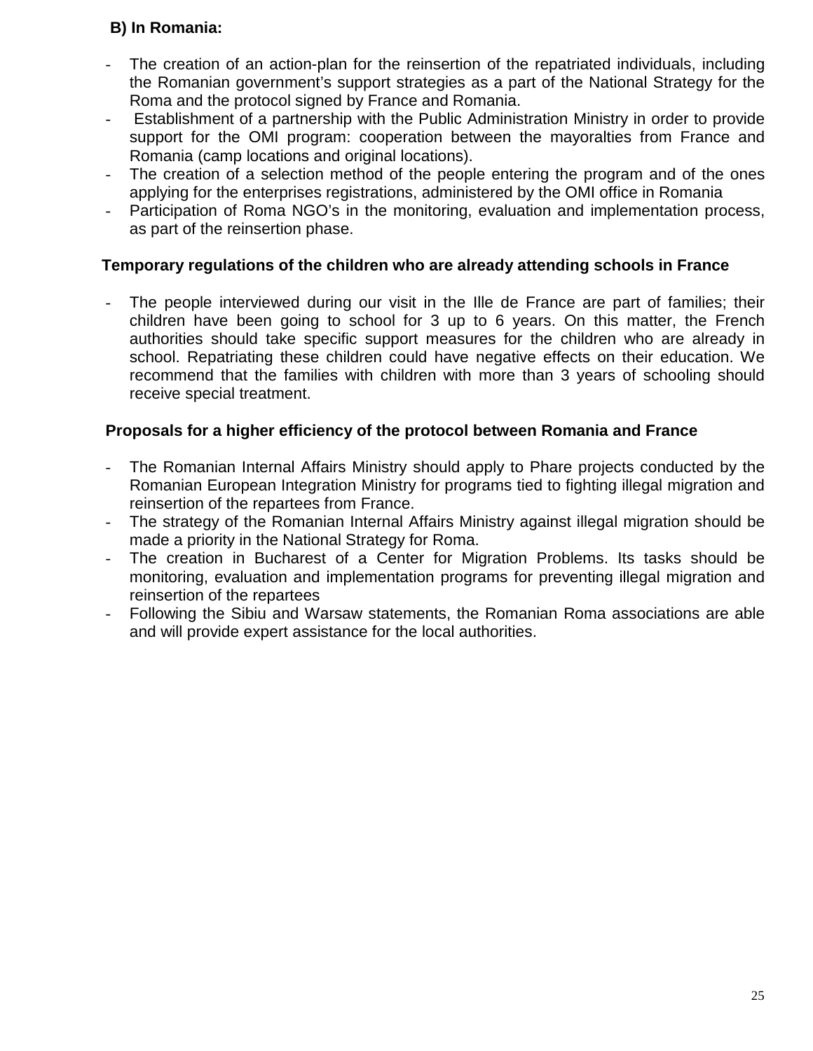**B) In Romania:**

- The creation of an action-plan for the reinsertion of the repatriated individuals, including the Romanian government's support strategies as a part of the National Strategy for the Roma and the protocol signed by France and Romania.
- Establishment of a partnership with the Public Administration Ministry in order to provide support for the OMI program: cooperation between the mayoralties from France and Romania (camp locations and original locations).
- The creation of a selection method of the people entering the program and of the ones applying for the enterprises registrations, administered by the OMI office in Romania
- Participation of Roma NGO's in the monitoring, evaluation and implementation process, as part of the reinsertion phase.

**Temporary regulations of the children who are already attending schools in France**

- The people interviewed during our visit in the Ille de France are part of families; their children have been going to school for 3 up to 6 years. On this matter, the French authorities should take specific support measures for the children who are already in school. Repatriating these children could have negative effects on their education. We recommend that the families with children with more than 3 years of schooling should receive special treatment.

**Proposals for a higher efficiency of the protocol between Romania and France**

- The Romanian Internal Affairs Ministry should apply to Phare projects conducted by the Romanian European Integration Ministry for programs tied to fighting illegal migration and reinsertion of the repartees from France.
- The strategy of the Romanian Internal Affairs Ministry against illegal migration should be made a priority in the National Strategy for Roma.
- The creation in Bucharest of a Center for Migration Problems. Its tasks should be monitoring, evaluation and implementation programs for preventing illegal migration and reinsertion of the repartees
- Following the Sibiu and Warsaw statements, the Romanian Roma associations are able and will provide expert assistance for the local authorities.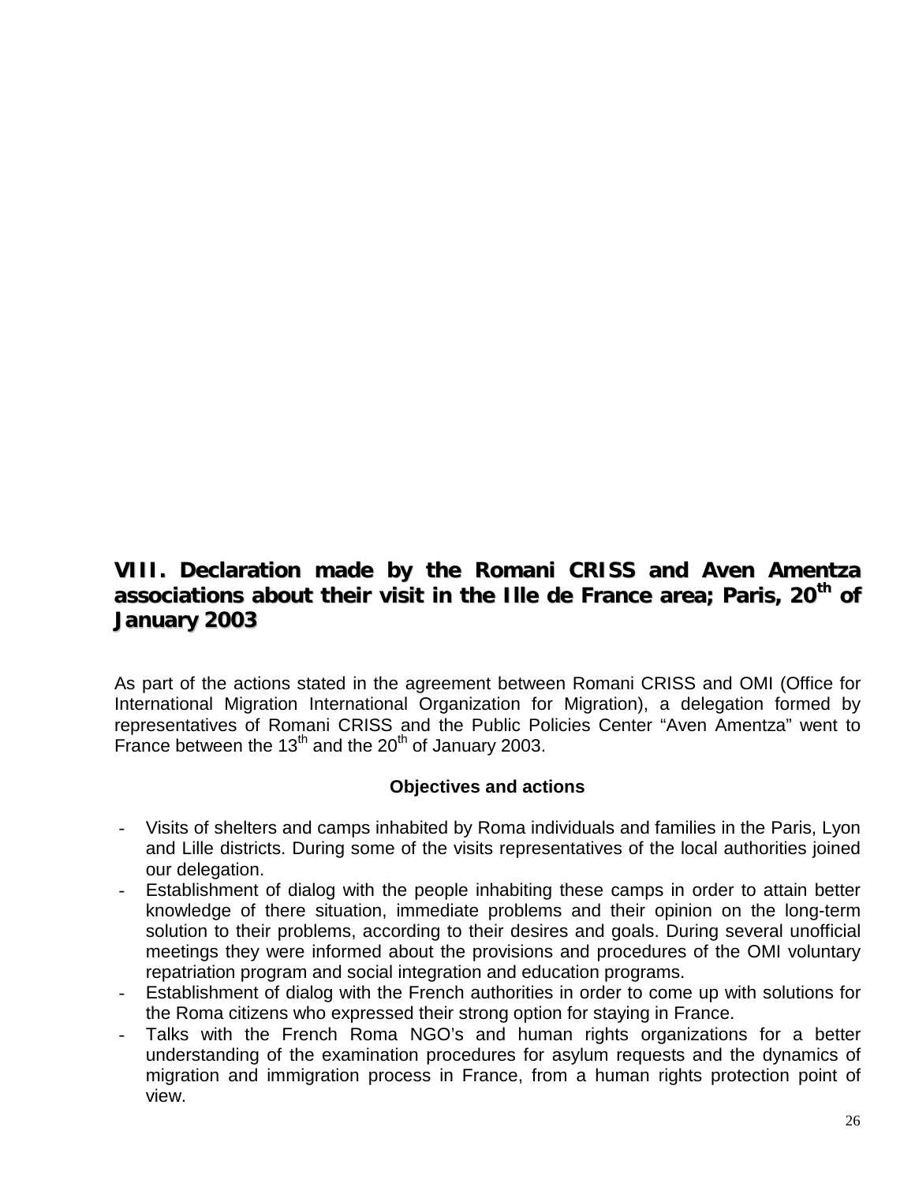## VIII. Declaration made by the Romani CRISS and Aven Amentza associations about their visit in the Ille de France area; Paris, 20th of January 2003

As part of the actions stated in the agreement between Romani CRISS and OMI (Office for International Migration International Organization for Migration), a delegation formed by representatives of Romani CRISS and the Public Policies Center "Aven Amentza" went to France between the 13th and the 20th of January 2003.

**Objectives and actions**

- Visits of shelters and camps inhabited by Roma individuals and families in the Paris, Lyon and Lille districts. During some of the visits representatives of the local authorities joined our delegation.
- Establishment of dialog with the people inhabiting these camps in order to attain better knowledge of there situation, immediate problems and their opinion on the long-term solution to their problems, according to their desires and goals. During several unofficial meetings they were informed about the provisions and procedures of the OMI voluntary repatriation program and social integration and education programs.
- Establishment of dialog with the French authorities in order to come up with solutions for the Roma citizens who expressed their strong option for staying in France.
- Talks with the French Roma NGO's and human rights organizations for a better understanding of the examination procedures for asylum requests and the dynamics of migration and immigration process in France, from a human rights protection point of view.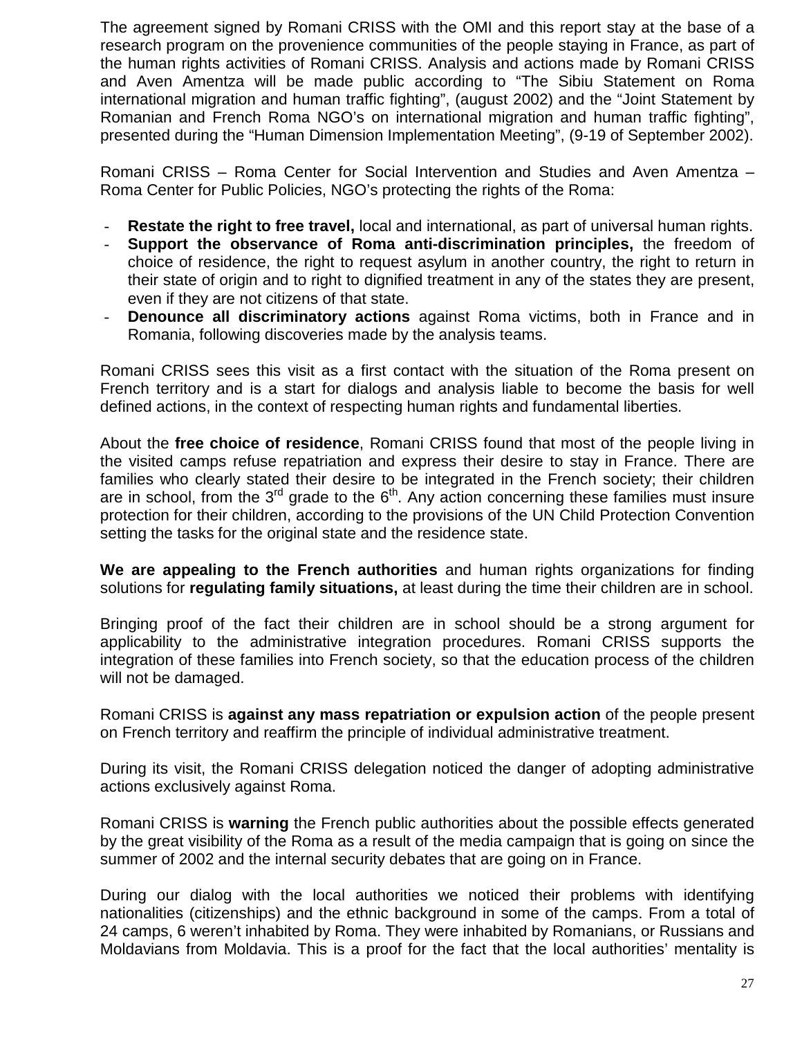The agreement signed by Romani CRISS with the OMI and this report stay at the base of a research program on the provenience communities of the people staying in France, as part of the human rights activities of Romani CRISS. Analysis and actions made by Romani CRISS and Aven Amentza will be made public according to "The Sibiu Statement on Roma international migration and human traffic fighting", (august 2002) and the "Joint Statement by Romanian and French Roma NGO's on international migration and human traffic fighting", presented during the "Human Dimension Implementation Meeting", (9-19 of September 2002).

Romani CRISS – Roma Center for Social Intervention and Studies and Aven Amentza – Roma Center for Public Policies, NGO's protecting the rights of the Roma:

- **Restate the right to free travel,** local and international, as part of universal human rights.
- **Support the observance of Roma anti-discrimination principles,** the freedom of choice of residence, the right to request asylum in another country, the right to return in their state of origin and to right to dignified treatment in any of the states they are present, even if they are not citizens of that state.
- **Denounce all discriminatory actions** against Roma victims, both in France and in Romania, following discoveries made by the analysis teams.

Romani CRISS sees this visit as a first contact with the situation of the Roma present on French territory and is a start for dialogs and analysis liable to become the basis for well defined actions, in the context of respecting human rights and fundamental liberties.

About the **free choice of residence**, Romani CRISS found that most of the people living in the visited camps refuse repatriation and express their desire to stay in France. There are families who clearly stated their desire to be integrated in the French society; their children are in school, from the 3rd grade to the 6th. Any action concerning these families must insure protection for their children, according to the provisions of the UN Child Protection Convention setting the tasks for the original state and the residence state.

**We are appealing to the French authorities** and human rights organizations for finding solutions for **regulating family situations,** at least during the time their children are in school.

Bringing proof of the fact their children are in school should be a strong argument for applicability to the administrative integration procedures. Romani CRISS supports the integration of these families into French society, so that the education process of the children will not be damaged.

Romani CRISS is **against any mass repatriation or expulsion action** of the people present on French territory and reaffirm the principle of individual administrative treatment.

During its visit, the Romani CRISS delegation noticed the danger of adopting administrative actions exclusively against Roma.

Romani CRISS is **warning** the French public authorities about the possible effects generated by the great visibility of the Roma as a result of the media campaign that is going on since the summer of 2002 and the internal security debates that are going on in France.

During our dialog with the local authorities we noticed their problems with identifying nationalities (citizenships) and the ethnic background in some of the camps. From a total of 24 camps, 6 weren't inhabited by Roma. They were inhabited by Romanians, or Russians and Moldavians from Moldavia. This is a proof for the fact that the local authorities' mentality is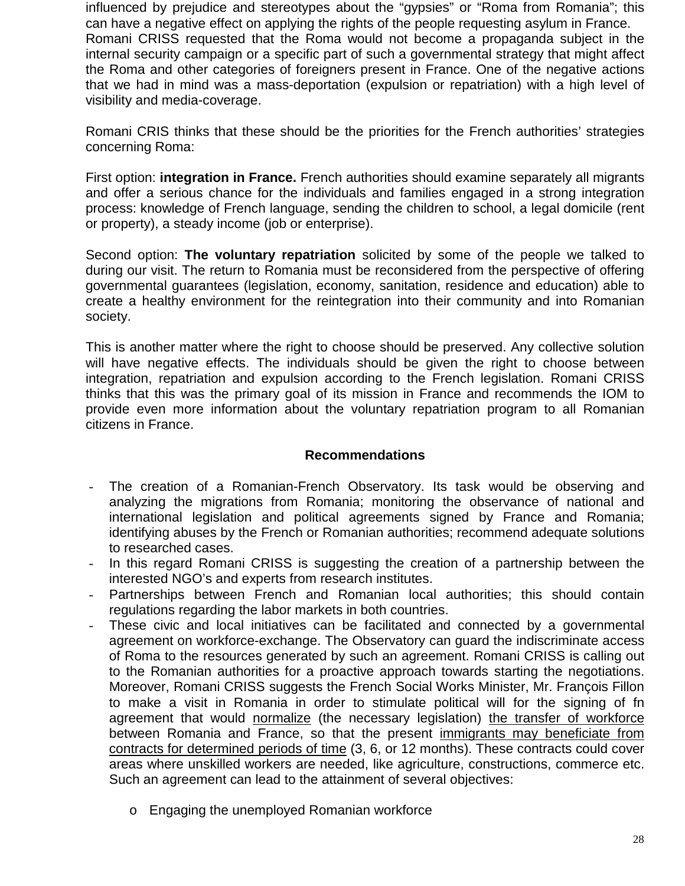influenced by prejudice and stereotypes about the "gypsies" or "Roma from Romania"; this can have a negative effect on applying the rights of the people requesting asylum in France. Romani CRISS requested that the Roma would not become a propaganda subject in the internal security campaign or a specific part of such a governmental strategy that might affect the Roma and other categories of foreigners present in France. One of the negative actions that we had in mind was a mass-deportation (expulsion or repatriation) with a high level of visibility and media-coverage.

Romani CRIS thinks that these should be the priorities for the French authorities' strategies concerning Roma:

First option: **integration in France.** French authorities should examine separately all migrants and offer a serious chance for the individuals and families engaged in a strong integration process: knowledge of French language, sending the children to school, a legal domicile (rent or property), a steady income (job or enterprise).

Second option: **The voluntary repatriation** solicited by some of the people we talked to during our visit. The return to Romania must be reconsidered from the perspective of offering governmental guarantees (legislation, economy, sanitation, residence and education) able to create a healthy environment for the reintegration into their community and into Romanian society.

This is another matter where the right to choose should be preserved. Any collective solution will have negative effects. The individuals should be given the right to choose between integration, repatriation and expulsion according to the French legislation. Romani CRISS thinks that this was the primary goal of its mission in France and recommends the IOM to provide even more information about the voluntary repatriation program to all Romanian citizens in France.

**Recommendations**

- The creation of a Romanian-French Observatory. Its task would be observing and analyzing the migrations from Romania; monitoring the observance of national and international legislation and political agreements signed by France and Romania; identifying abuses by the French or Romanian authorities; recommend adequate solutions to researched cases.
- In this regard Romani CRISS is suggesting the creation of a partnership between the interested NGO's and experts from research institutes.
- Partnerships between French and Romanian local authorities; this should contain regulations regarding the labor markets in both countries.
- These civic and local initiatives can be facilitated and connected by a governmental agreement on workforce-exchange. The Observatory can guard the indiscriminate access of Roma to the resources generated by such an agreement. Romani CRISS is calling out to the Romanian authorities for a proactive approach towards starting the negotiations. Moreover, Romani CRISS suggests the French Social Works Minister, Mr. François Fillon to make a visit in Romania in order to stimulate political will for the signing of fn agreement that would <u>normalize</u> (the necessary legislation) <u>the transfer of workforce</u> between Romania and France, so that the present <u>immigrants may beneficiate from contracts for determined periods of time</u> (3, 6, or 12 months). These contracts could cover areas where unskilled workers are needed, like agriculture, constructions, commerce etc. Such an agreement can lead to the attainment of several objectives:
  - Engaging the unemployed Romanian workforce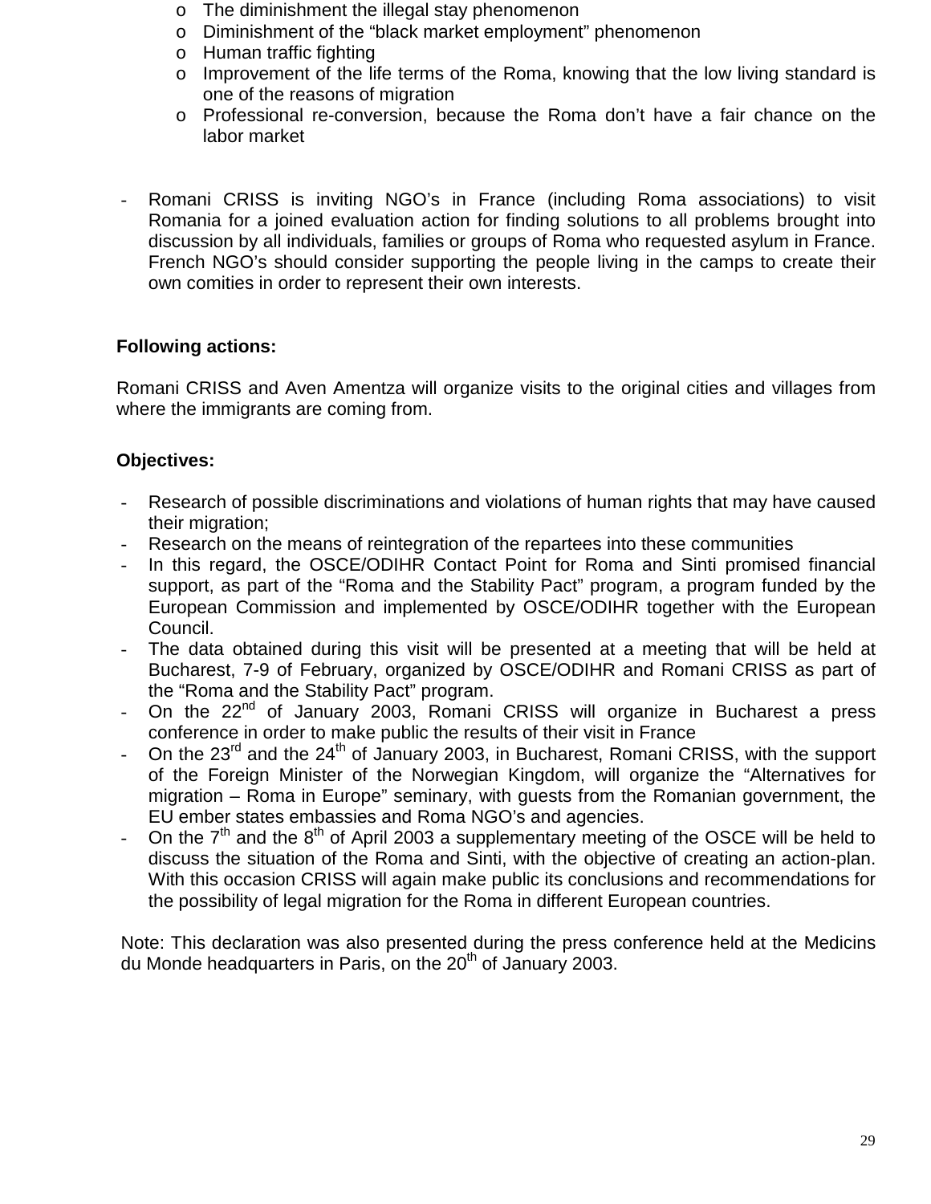- The diminishment the illegal stay phenomenon
    - Diminishment of the "black market employment" phenomenon
    - Human traffic fighting
    - Improvement of the life terms of the Roma, knowing that the low living standard is one of the reasons of migration
    - Professional re-conversion, because the Roma don't have a fair chance on the labor market

- Romani CRISS is inviting NGO's in France (including Roma associations) to visit Romania for a joined evaluation action for finding solutions to all problems brought into discussion by all individuals, families or groups of Roma who requested asylum in France. French NGO's should consider supporting the people living in the camps to create their own comities in order to represent their own interests.

**Following actions:**

Romani CRISS and Aven Amentza will organize visits to the original cities and villages from where the immigrants are coming from.

**Objectives:**

- Research of possible discriminations and violations of human rights that may have caused their migration;
- Research on the means of reintegration of the repartees into these communities
- In this regard, the OSCE/ODIHR Contact Point for Roma and Sinti promised financial support, as part of the "Roma and the Stability Pact" program, a program funded by the European Commission and implemented by OSCE/ODIHR together with the European Council.
- The data obtained during this visit will be presented at a meeting that will be held at Bucharest, 7-9 of February, organized by OSCE/ODIHR and Romani CRISS as part of the "Roma and the Stability Pact" program.
- On the 22nd of January 2003, Romani CRISS will organize in Bucharest a press conference in order to make public the results of their visit in France
- On the 23rd and the 24th of January 2003, in Bucharest, Romani CRISS, with the support of the Foreign Minister of the Norwegian Kingdom, will organize the "Alternatives for migration – Roma in Europe" seminary, with guests from the Romanian government, the EU ember states embassies and Roma NGO's and agencies.
- On the 7th and the 8th of April 2003 a supplementary meeting of the OSCE will be held to discuss the situation of the Roma and Sinti, with the objective of creating an action-plan. With this occasion CRISS will again make public its conclusions and recommendations for the possibility of legal migration for the Roma in different European countries.

Note: This declaration was also presented during the press conference held at the Medicins du Monde headquarters in Paris, on the 20th of January 2003.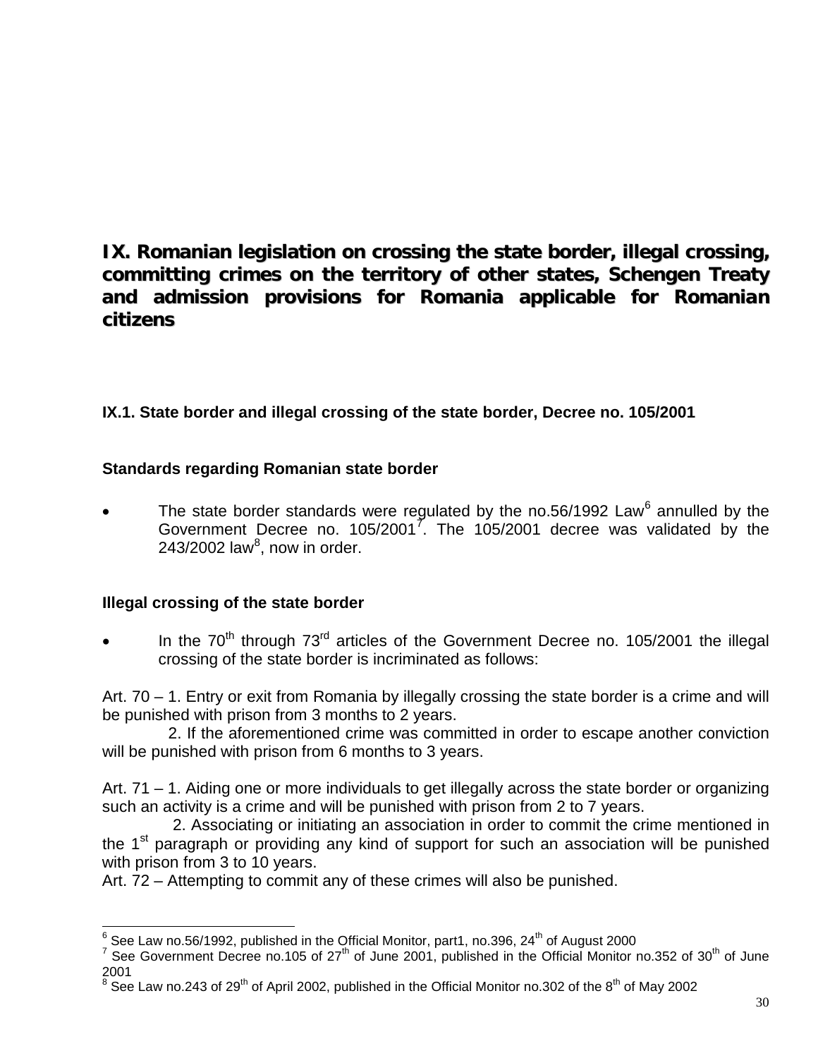# IX. Romanian legislation on crossing the state border, illegal crossing, committing crimes on the territory of other states, Schengen Treaty and admission provisions for Romania applicable for Romanian citizens

## IX.1. State border and illegal crossing of the state border, Decree no. 105/2001

### Standards regarding Romanian state border

- The state border standards were regulated by the no.56/1992 Law[6] annulled by the Government Decree no. 105/2001[7]. The 105/2001 decree was validated by the 243/2002 law[8], now in order.

### Illegal crossing of the state border

- In the 70th through 73rd articles of the Government Decree no. 105/2001 the illegal crossing of the state border is incriminated as follows:

Art. 70 – 1. Entry or exit from Romania by illegally crossing the state border is a crime and will be punished with prison from 3 months to 2 years.

2. If the aforementioned crime was committed in order to escape another conviction will be punished with prison from 6 months to 3 years.

Art. 71 – 1. Aiding one or more individuals to get illegally across the state border or organizing such an activity is a crime and will be punished with prison from 2 to 7 years.

2. Associating or initiating an association in order to commit the crime mentioned in the 1st paragraph or providing any kind of support for such an association will be punished with prison from 3 to 10 years.

Art. 72 – Attempting to commit any of these crimes will also be punished.

---

[6] See Law no.56/1992, published in the Official Monitor, part1, no.396, 24th of August 2000

[7] See Government Decree no.105 of 27th of June 2001, published in the Official Monitor no.352 of 30th of June 2001

[8] See Law no.243 of 29th of April 2002, published in the Official Monitor no.302 of the 8th of May 2002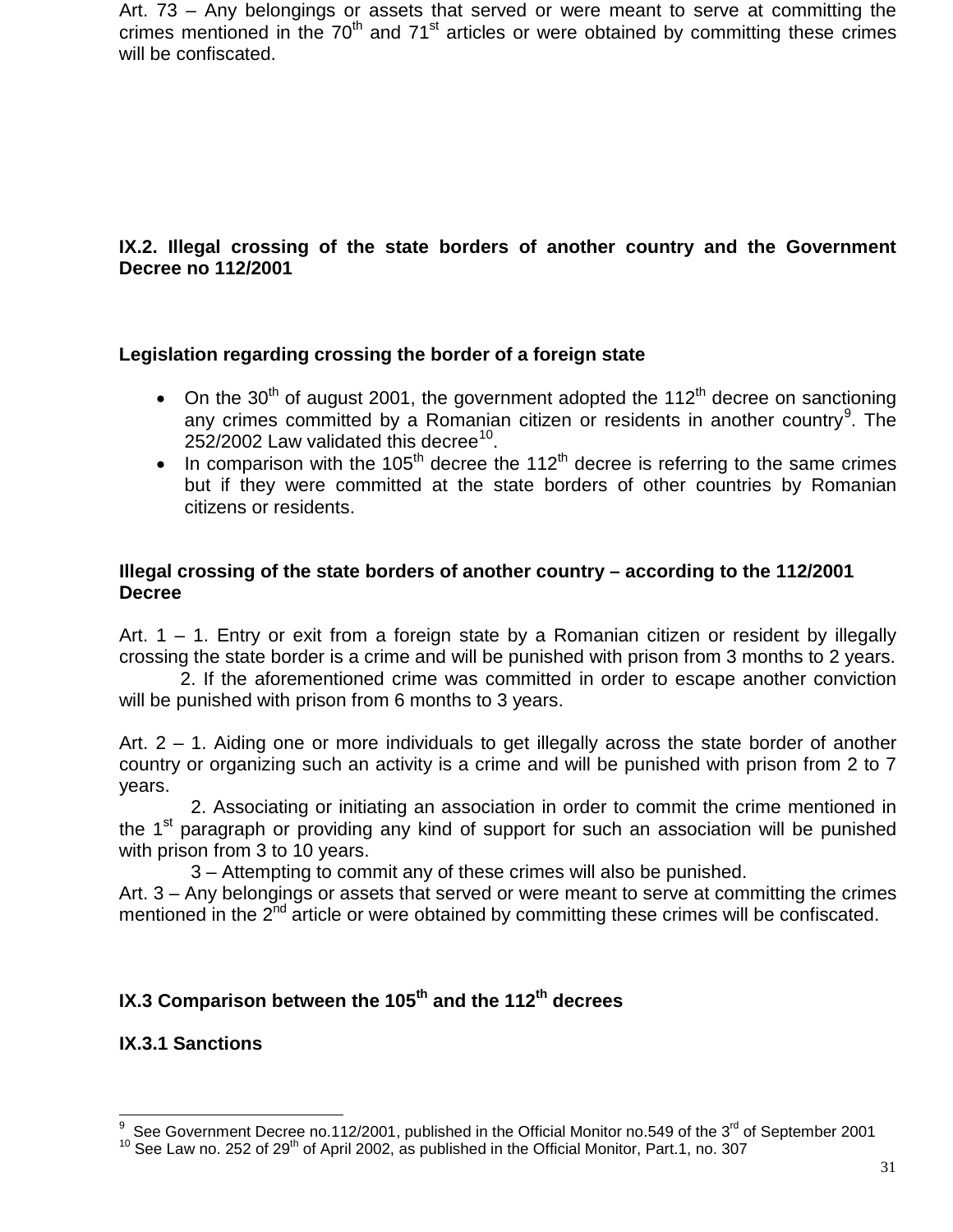Art. 73 – Any belongings or assets that served or were meant to serve at committing the crimes mentioned in the 70th and 71st articles or were obtained by committing these crimes will be confiscated.

## IX.2. Illegal crossing of the state borders of another country and the Government Decree no 112/2001

### Legislation regarding crossing the border of a foreign state

- On the 30th of august 2001, the government adopted the 112th decree on sanctioning any crimes committed by a Romanian citizen or residents in another country[9]. The 252/2002 Law validated this decree[10].
- In comparison with the 105th decree the 112th decree is referring to the same crimes but if they were committed at the state borders of other countries by Romanian citizens or residents.

### Illegal crossing of the state borders of another country – according to the 112/2001 Decree

Art. 1 – 1. Entry or exit from a foreign state by a Romanian citizen or resident by illegally crossing the state border is a crime and will be punished with prison from 3 months to 2 years.

2. If the aforementioned crime was committed in order to escape another conviction will be punished with prison from 6 months to 3 years.

Art. 2 – 1. Aiding one or more individuals to get illegally across the state border of another country or organizing such an activity is a crime and will be punished with prison from 2 to 7 years.

2. Associating or initiating an association in order to commit the crime mentioned in the 1st paragraph or providing any kind of support for such an association will be punished with prison from 3 to 10 years.

3 – Attempting to commit any of these crimes will also be punished.

Art. 3 – Any belongings or assets that served or were meant to serve at committing the crimes mentioned in the 2nd article or were obtained by committing these crimes will be confiscated.

## IX.3 Comparison between the 105th and the 112th decrees

### IX.3.1 Sanctions

[9] See Government Decree no.112/2001, published in the Official Monitor no.549 of the 3rd of September 2001

[10] See Law no. 252 of 29th of April 2002, as published in the Official Monitor, Part.1, no. 307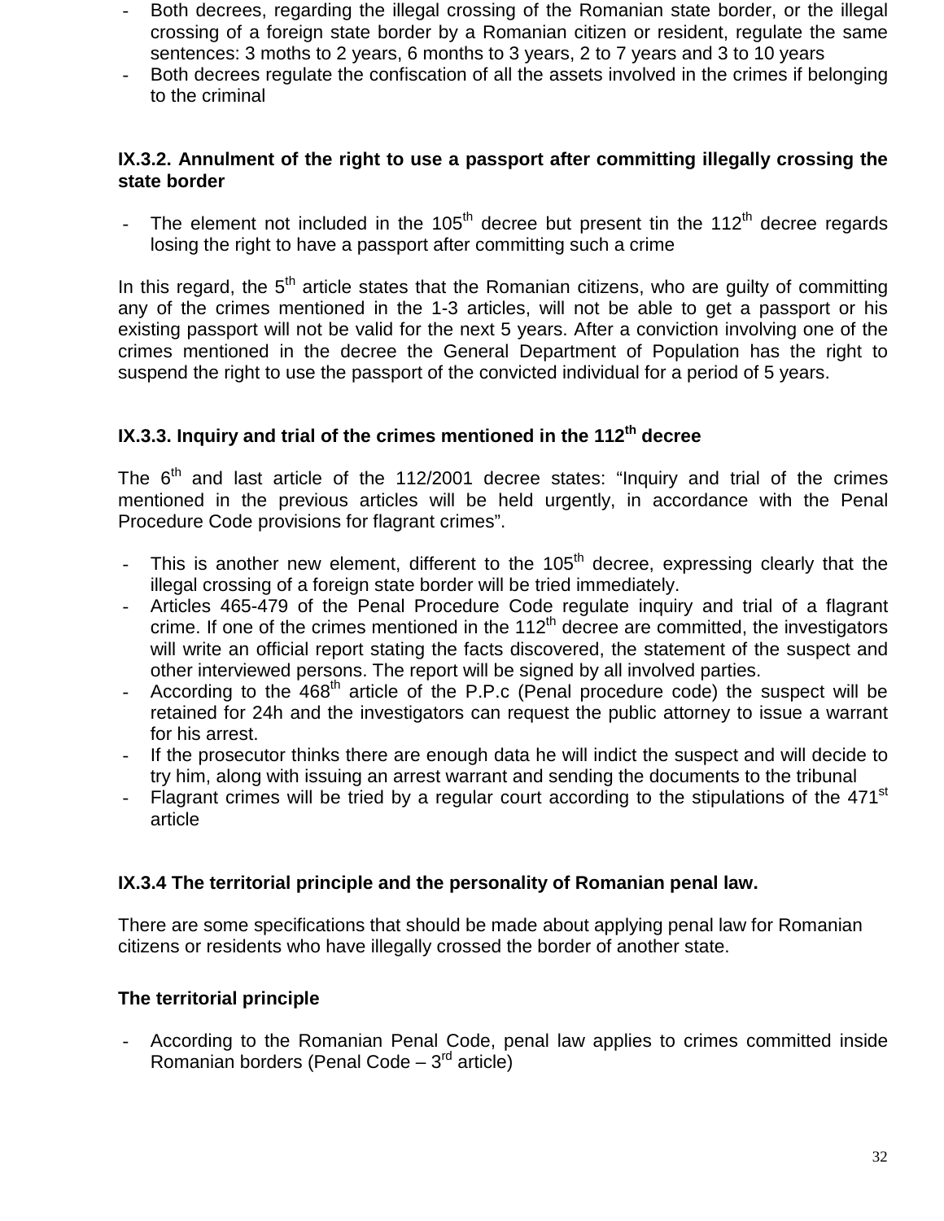- Both decrees, regarding the illegal crossing of the Romanian state border, or the illegal crossing of a foreign state border by a Romanian citizen or resident, regulate the same sentences: 3 moths to 2 years, 6 months to 3 years, 2 to 7 years and 3 to 10 years
- Both decrees regulate the confiscation of all the assets involved in the crimes if belonging to the criminal

### IX.3.2. Annulment of the right to use a passport after committing illegally crossing the state border

- The element not included in the 105th decree but present tin the 112th decree regards losing the right to have a passport after committing such a crime

In this regard, the 5th article states that the Romanian citizens, who are guilty of committing any of the crimes mentioned in the 1-3 articles, will not be able to get a passport or his existing passport will not be valid for the next 5 years. After a conviction involving one of the crimes mentioned in the decree the General Department of Population has the right to suspend the right to use the passport of the convicted individual for a period of 5 years.

### IX.3.3. Inquiry and trial of the crimes mentioned in the 112th decree

The 6th and last article of the 112/2001 decree states: "Inquiry and trial of the crimes mentioned in the previous articles will be held urgently, in accordance with the Penal Procedure Code provisions for flagrant crimes".

- This is another new element, different to the 105th decree, expressing clearly that the illegal crossing of a foreign state border will be tried immediately.
- Articles 465-479 of the Penal Procedure Code regulate inquiry and trial of a flagrant crime. If one of the crimes mentioned in the 112th decree are committed, the investigators will write an official report stating the facts discovered, the statement of the suspect and other interviewed persons. The report will be signed by all involved parties.
- According to the 468th article of the P.P.c (Penal procedure code) the suspect will be retained for 24h and the investigators can request the public attorney to issue a warrant for his arrest.
- If the prosecutor thinks there are enough data he will indict the suspect and will decide to try him, along with issuing an arrest warrant and sending the documents to the tribunal
- Flagrant crimes will be tried by a regular court according to the stipulations of the 471st article

### IX.3.4 The territorial principle and the personality of Romanian penal law.

There are some specifications that should be made about applying penal law for Romanian citizens or residents who have illegally crossed the border of another state.

**The territorial principle**

- According to the Romanian Penal Code, penal law applies to crimes committed inside Romanian borders (Penal Code – 3rd article)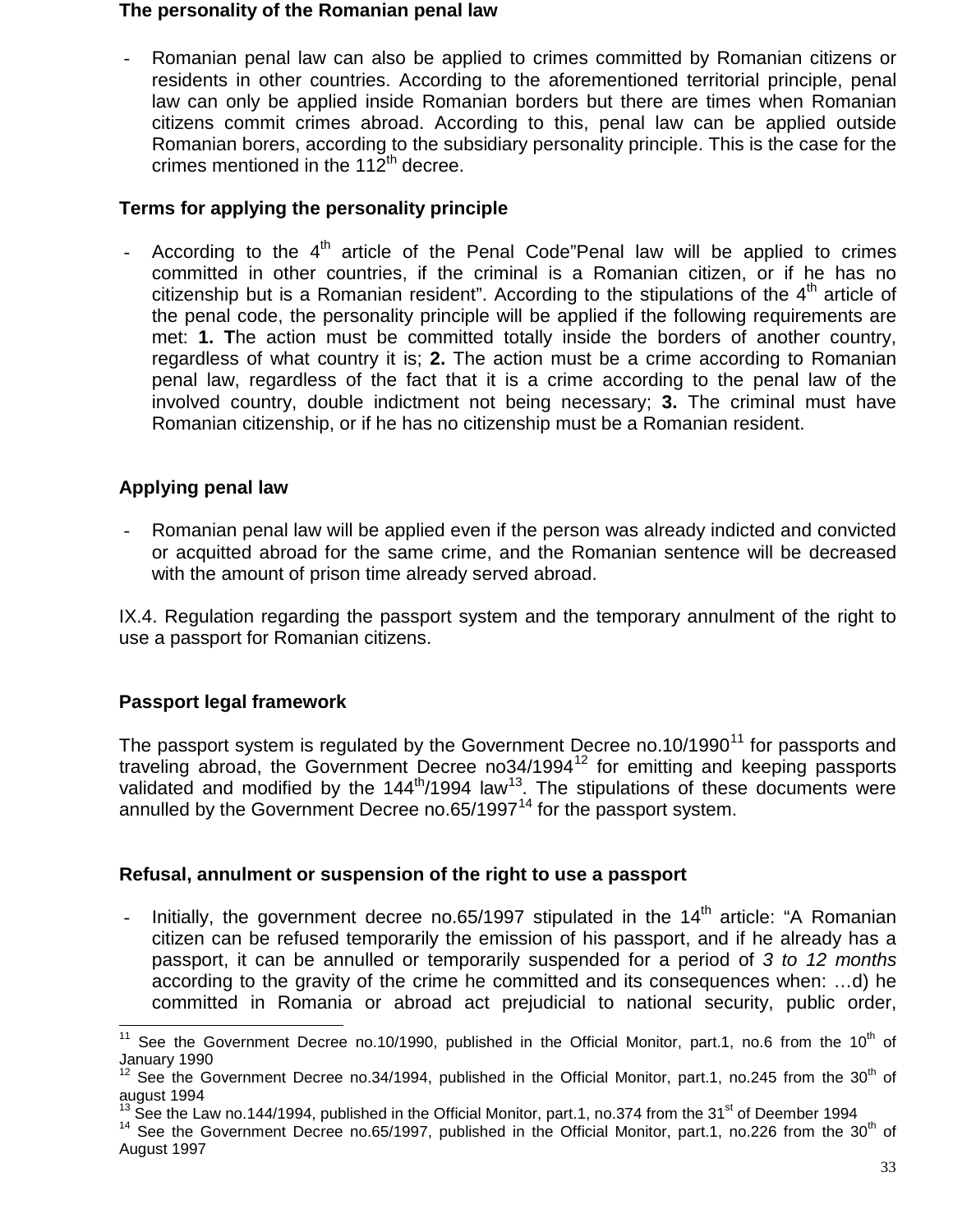**The personality of the Romanian penal law**

- Romanian penal law can also be applied to crimes committed by Romanian citizens or residents in other countries. According to the aforementioned territorial principle, penal law can only be applied inside Romanian borders but there are times when Romanian citizens commit crimes abroad. According to this, penal law can be applied outside Romanian borers, according to the subsidiary personality principle. This is the case for the crimes mentioned in the 112th decree.

**Terms for applying the personality principle**

- According to the 4th article of the Penal Code"Penal law will be applied to crimes committed in other countries, if the criminal is a Romanian citizen, or if he has no citizenship but is a Romanian resident". According to the stipulations of the 4th article of the penal code, the personality principle will be applied if the following requirements are met: **1. T**he action must be committed totally inside the borders of another country, regardless of what country it is; **2.** The action must be a crime according to Romanian penal law, regardless of the fact that it is a crime according to the penal law of the involved country, double indictment not being necessary; **3.** The criminal must have Romanian citizenship, or if he has no citizenship must be a Romanian resident.

**Applying penal law**

- Romanian penal law will be applied even if the person was already indicted and convicted or acquitted abroad for the same crime, and the Romanian sentence will be decreased with the amount of prison time already served abroad.

IX.4. Regulation regarding the passport system and the temporary annulment of the right to use a passport for Romanian citizens.

**Passport legal framework**

The passport system is regulated by the Government Decree no.10/1990[11] for passports and traveling abroad, the Government Decree no34/1994[12] for emitting and keeping passports validated and modified by the 144th/1994 law[13]. The stipulations of these documents were annulled by the Government Decree no.65/1997[14] for the passport system.

**Refusal, annulment or suspension of the right to use a passport**

- Initially, the government decree no.65/1997 stipulated in the 14th article: "A Romanian citizen can be refused temporarily the emission of his passport, and if he already has a passport, it can be annulled or temporarily suspended for a period of *3 to 12 months* according to the gravity of the crime he committed and its consequences when: …d) he committed in Romania or abroad act prejudicial to national security, public order,

[11] See the Government Decree no.10/1990, published in the Official Monitor, part.1, no.6 from the 10th of January 1990

[12] See the Government Decree no.34/1994, published in the Official Monitor, part.1, no.245 from the 30th of august 1994

[13] See the Law no.144/1994, published in the Official Monitor, part.1, no.374 from the 31st of Deember 1994

[14] See the Government Decree no.65/1997, published in the Official Monitor, part.1, no.226 from the 30th of August 1997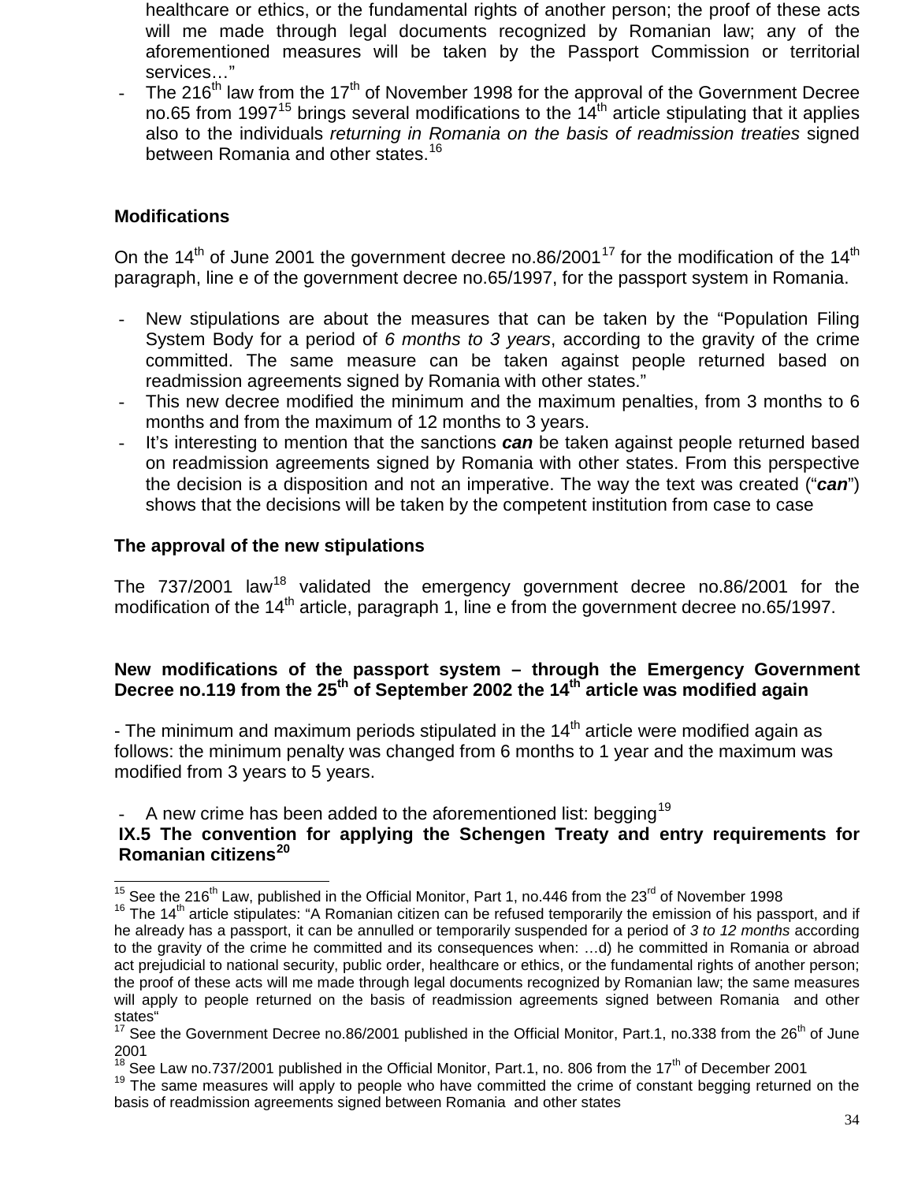healthcare or ethics, or the fundamental rights of another person; the proof of these acts will me made through legal documents recognized by Romanian law; any of the aforementioned measures will be taken by the Passport Commission or territorial services…"

- The 216th law from the 17th of November 1998 for the approval of the Government Decree no.65 from 1997[15] brings several modifications to the 14th article stipulating that it applies also to the individuals *returning in Romania on the basis of readmission treaties* signed between Romania and other states.[16]

**Modifications**

On the 14th of June 2001 the government decree no.86/2001[17] for the modification of the 14th paragraph, line e of the government decree no.65/1997, for the passport system in Romania.

- New stipulations are about the measures that can be taken by the "Population Filing System Body for a period of *6 months to 3 years*, according to the gravity of the crime committed. The same measure can be taken against people returned based on readmission agreements signed by Romania with other states."
- This new decree modified the minimum and the maximum penalties, from 3 months to 6 months and from the maximum of 12 months to 3 years.
- It's interesting to mention that the sanctions ***can*** be taken against people returned based on readmission agreements signed by Romania with other states. From this perspective the decision is a disposition and not an imperative. The way the text was created ("***can***") shows that the decisions will be taken by the competent institution from case to case

**The approval of the new stipulations**

The 737/2001 law[18] validated the emergency government decree no.86/2001 for the modification of the 14th article, paragraph 1, line e from the government decree no.65/1997.

**New modifications of the passport system – through the Emergency Government Decree no.119 from the 25th of September 2002 the 14th article was modified again**

- The minimum and maximum periods stipulated in the 14th article were modified again as follows: the minimum penalty was changed from 6 months to 1 year and the maximum was modified from 3 years to 5 years.

- A new crime has been added to the aforementioned list: begging[19]

**IX.5 The convention for applying the Schengen Treaty and entry requirements for Romanian citizens[20]**

[15] See the 216th Law, published in the Official Monitor, Part 1, no.446 from the 23rd of November 1998

[16] The 14th article stipulates: "A Romanian citizen can be refused temporarily the emission of his passport, and if he already has a passport, it can be annulled or temporarily suspended for a period of *3 to 12 months* according to the gravity of the crime he committed and its consequences when: …d) he committed in Romania or abroad act prejudicial to national security, public order, healthcare or ethics, or the fundamental rights of another person; the proof of these acts will me made through legal documents recognized by Romanian law; the same measures will apply to people returned on the basis of readmission agreements signed between Romania and other states"

[17] See the Government Decree no.86/2001 published in the Official Monitor, Part.1, no.338 from the 26th of June 2001

[18] See Law no.737/2001 published in the Official Monitor, Part.1, no. 806 from the 17th of December 2001

[19] The same measures will apply to people who have committed the crime of constant begging returned on the basis of readmission agreements signed between Romania and other states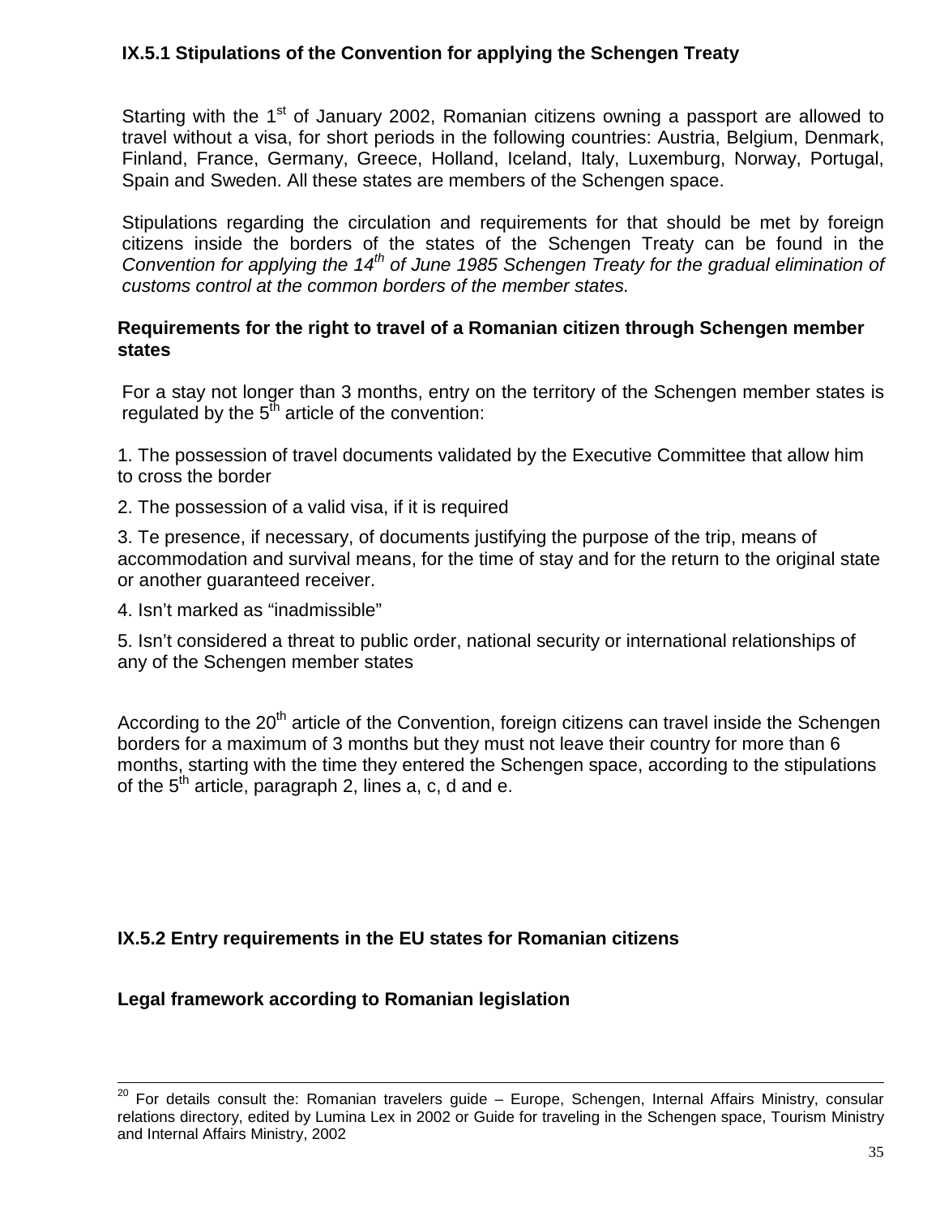### IX.5.1 Stipulations of the Convention for applying the Schengen Treaty

Starting with the 1st of January 2002, Romanian citizens owning a passport are allowed to travel without a visa, for short periods in the following countries: Austria, Belgium, Denmark, Finland, France, Germany, Greece, Holland, Iceland, Italy, Luxemburg, Norway, Portugal, Spain and Sweden. All these states are members of the Schengen space.

Stipulations regarding the circulation and requirements for that should be met by foreign citizens inside the borders of the states of the Schengen Treaty can be found in the *Convention for applying the 14th of June 1985 Schengen Treaty for the gradual elimination of customs control at the common borders of the member states.*

**Requirements for the right to travel of a Romanian citizen through Schengen member states**

For a stay not longer than 3 months, entry on the territory of the Schengen member states is regulated by the 5th article of the convention:

1. The possession of travel documents validated by the Executive Committee that allow him to cross the border
2. The possession of a valid visa, if it is required
3. Te presence, if necessary, of documents justifying the purpose of the trip, means of accommodation and survival means, for the time of stay and for the return to the original state or another guaranteed receiver.
4. Isn't marked as "inadmissible"
5. Isn't considered a threat to public order, national security or international relationships of any of the Schengen member states

According to the 20th article of the Convention, foreign citizens can travel inside the Schengen borders for a maximum of 3 months but they must not leave their country for more than 6 months, starting with the time they entered the Schengen space, according to the stipulations of the 5th article, paragraph 2, lines a, c, d and e.

### IX.5.2 Entry requirements in the EU states for Romanian citizens

**Legal framework according to Romanian legislation**

[20] For details consult the: Romanian travelers guide – Europe, Schengen, Internal Affairs Ministry, consular relations directory, edited by Lumina Lex in 2002 or Guide for traveling in the Schengen space, Tourism Ministry and Internal Affairs Ministry, 2002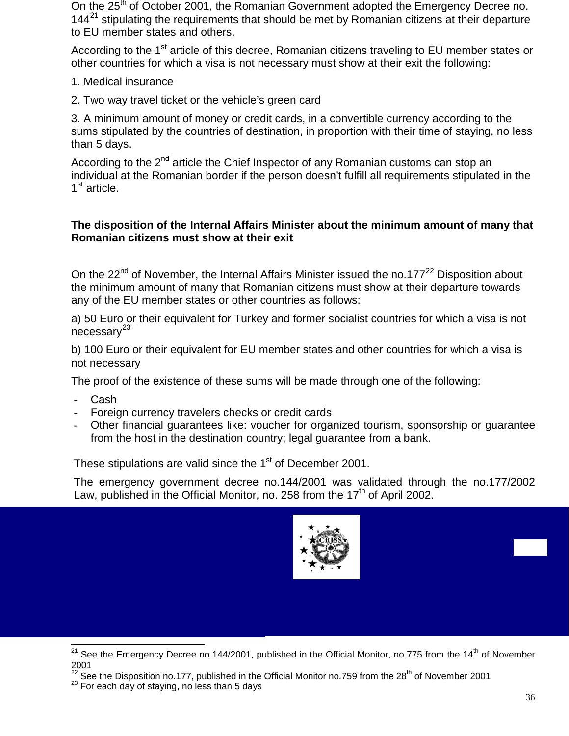On the 25th of October 2001, the Romanian Government adopted the Emergency Decree no. 144[21] stipulating the requirements that should be met by Romanian citizens at their departure to EU member states and others.

According to the 1st article of this decree, Romanian citizens traveling to EU member states or other countries for which a visa is not necessary must show at their exit the following:

1. Medical insurance
2. Two way travel ticket or the vehicle's green card
3. A minimum amount of money or credit cards, in a convertible currency according to the sums stipulated by the countries of destination, in proportion with their time of staying, no less than 5 days.

According to the 2nd article the Chief Inspector of any Romanian customs can stop an individual at the Romanian border if the person doesn't fulfill all requirements stipulated in the 1st article.

**The disposition of the Internal Affairs Minister about the minimum amount of many that Romanian citizens must show at their exit**

On the 22nd of November, the Internal Affairs Minister issued the no.177[22] Disposition about the minimum amount of many that Romanian citizens must show at their departure towards any of the EU member states or other countries as follows:

a) 50 Euro or their equivalent for Turkey and former socialist countries for which a visa is not necessary[23]

b) 100 Euro or their equivalent for EU member states and other countries for which a visa is not necessary

The proof of the existence of these sums will be made through one of the following:

- Cash
- Foreign currency travelers checks or credit cards
- Other financial guarantees like: voucher for organized tourism, sponsorship or guarantee from the host in the destination country; legal guarantee from a bank.

These stipulations are valid since the 1st of December 2001.

The emergency government decree no.144/2001 was validated through the no.177/2002 Law, published in the Official Monitor, no. 258 from the 17th of April 2002.

---

[21] See the Emergency Decree no.144/2001, published in the Official Monitor, no.775 from the 14th of November 2001

[22] See the Disposition no.177, published in the Official Monitor no.759 from the 28th of November 2001

[23] For each day of staying, no less than 5 days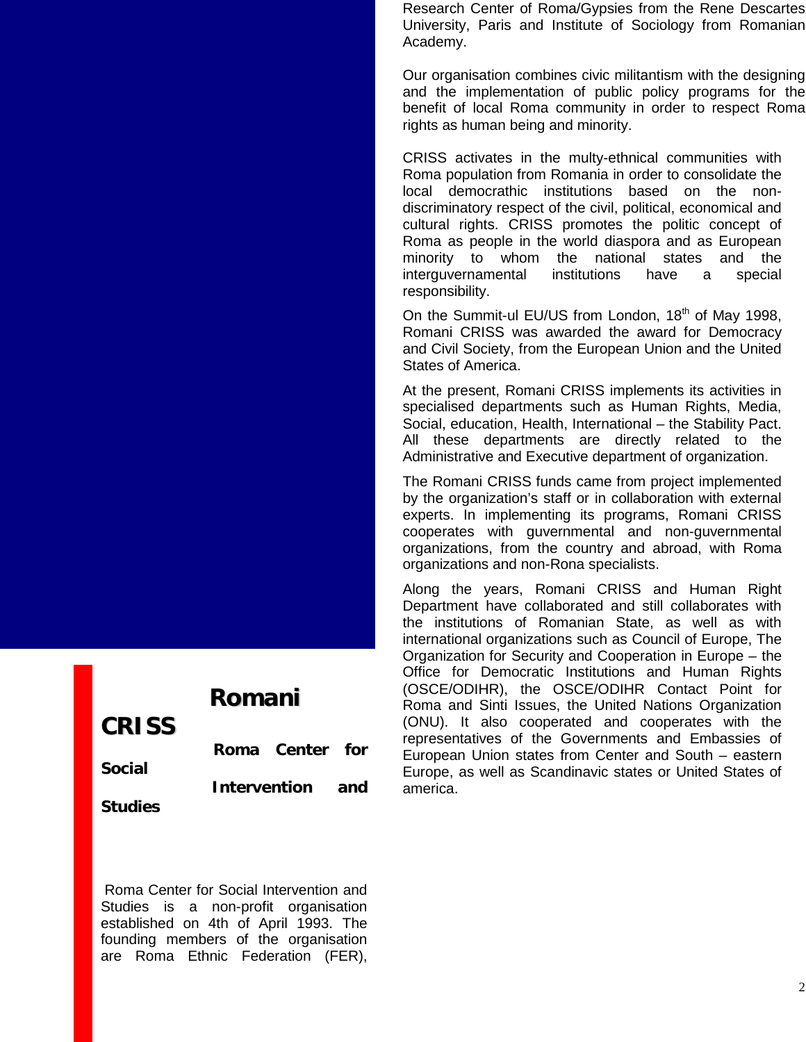# Romani CRISS

## Roma Center for Social Intervention and Studies

Roma Center for Social Intervention and Studies is a non-profit organisation established on 4th of April 1993. The founding members of the organisation are Roma Ethnic Federation (FER), Research Center of Roma/Gypsies from the Rene Descartes University, Paris and Institute of Sociology from Romanian Academy.

Our organisation combines civic militantism with the designing and the implementation of public policy programs for the benefit of local Roma community in order to respect Roma rights as human being and minority.

CRISS activates in the multy-ethnical communities with Roma population from Romania in order to consolidate the local democrathic institutions based on the non-discriminatory respect of the civil, political, economical and cultural rights. CRISS promotes the politic concept of Roma as people in the world diaspora and as European minority to whom the national states and the interguvernamental institutions have a special responsibility.

On the Summit-ul EU/US from London, 18th of May 1998, Romani CRISS was awarded the award for Democracy and Civil Society, from the European Union and the United States of America.

At the present, Romani CRISS implements its activities in specialised departments such as Human Rights, Media, Social, education, Health, International – the Stability Pact. All these departments are directly related to the Administrative and Executive department of organization.

The Romani CRISS funds came from project implemented by the organization's staff or in collaboration with external experts. In implementing its programs, Romani CRISS cooperates with guvernmental and non-guvernmental organizations, from the country and abroad, with Roma organizations and non-Rona specialists.

Along the years, Romani CRISS and Human Right Department have collaborated and still collaborates with the institutions of Romanian State, as well as with international organizations such as Council of Europe, The Organization for Security and Cooperation in Europe – the Office for Democratic Institutions and Human Rights (OSCE/ODIHR), the OSCE/ODIHR Contact Point for Roma and Sinti Issues, the United Nations Organization (ONU). It also cooperated and cooperates with the representatives of the Governments and Embassies of European Union states from Center and South – eastern Europe, as well as Scandinavic states or United States of america.